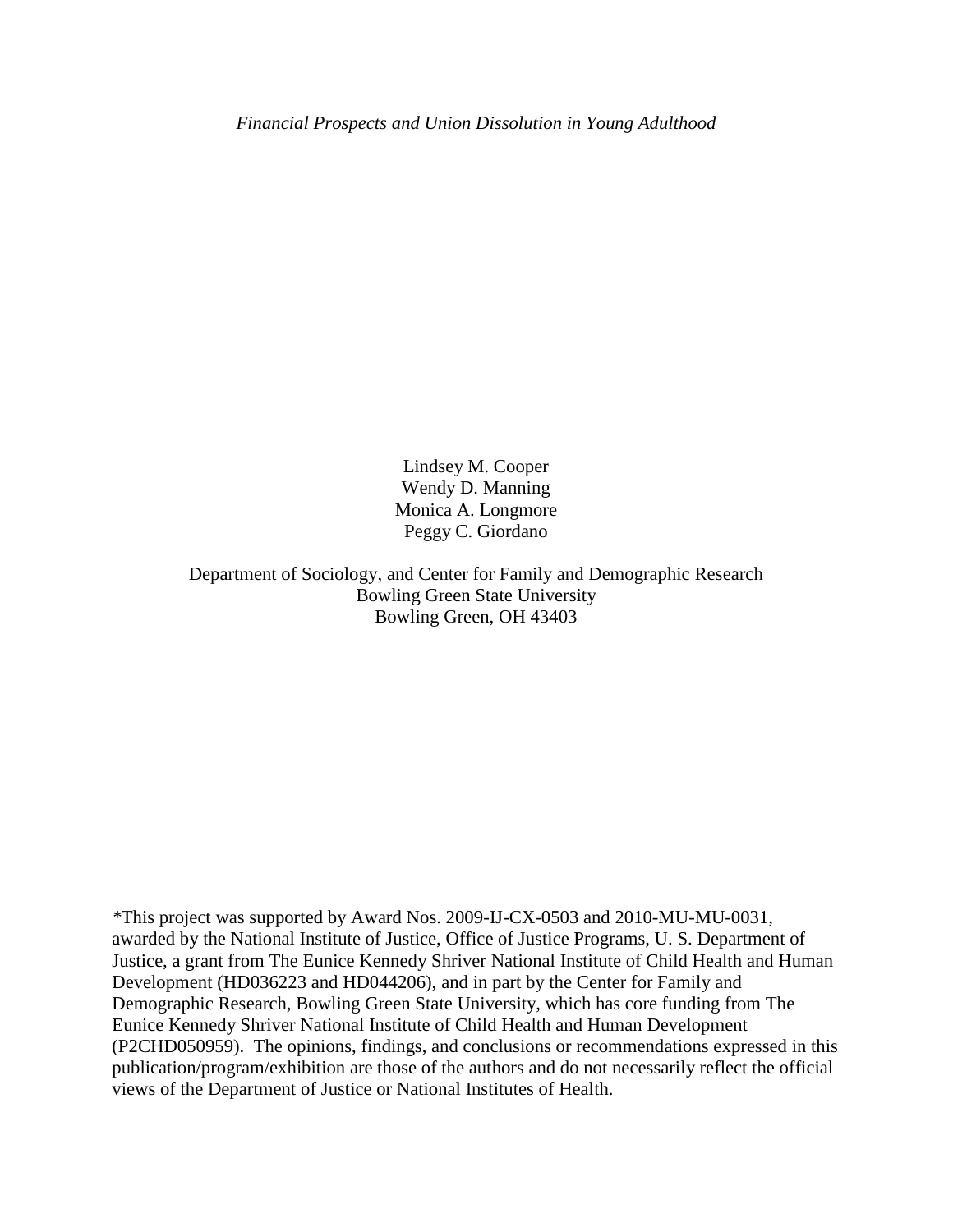*Financial Prospects and Union Dissolution in Young Adulthood*

Lindsey M. Cooper
Wendy D. Manning
Monica A. Longmore
Peggy C. Giordano

Department of Sociology, and Center for Family and Demographic Research
Bowling Green State University
Bowling Green, OH 43403

*This project was supported by Award Nos. 2009-IJ-CX-0503 and 2010-MU-MU-0031, awarded by the National Institute of Justice, Office of Justice Programs, U. S. Department of Justice, a grant from The Eunice Kennedy Shriver National Institute of Child Health and Human Development (HD036223 and HD044206), and in part by the Center for Family and Demographic Research, Bowling Green State University, which has core funding from The Eunice Kennedy Shriver National Institute of Child Health and Human Development (P2CHD050959). The opinions, findings, and conclusions or recommendations expressed in this publication/program/exhibition are those of the authors and do not necessarily reflect the official views of the Department of Justice or National Institutes of Health.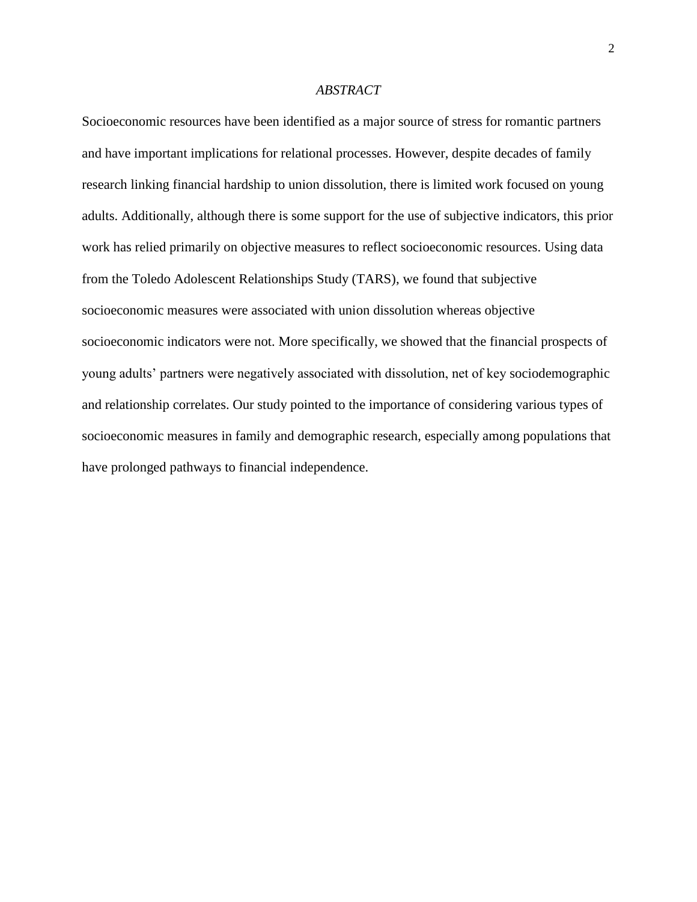*ABSTRACT*

Socioeconomic resources have been identified as a major source of stress for romantic partners and have important implications for relational processes. However, despite decades of family research linking financial hardship to union dissolution, there is limited work focused on young adults. Additionally, although there is some support for the use of subjective indicators, this prior work has relied primarily on objective measures to reflect socioeconomic resources. Using data from the Toledo Adolescent Relationships Study (TARS), we found that subjective socioeconomic measures were associated with union dissolution whereas objective socioeconomic indicators were not. More specifically, we showed that the financial prospects of young adults' partners were negatively associated with dissolution, net of key sociodemographic and relationship correlates. Our study pointed to the importance of considering various types of socioeconomic measures in family and demographic research, especially among populations that have prolonged pathways to financial independence.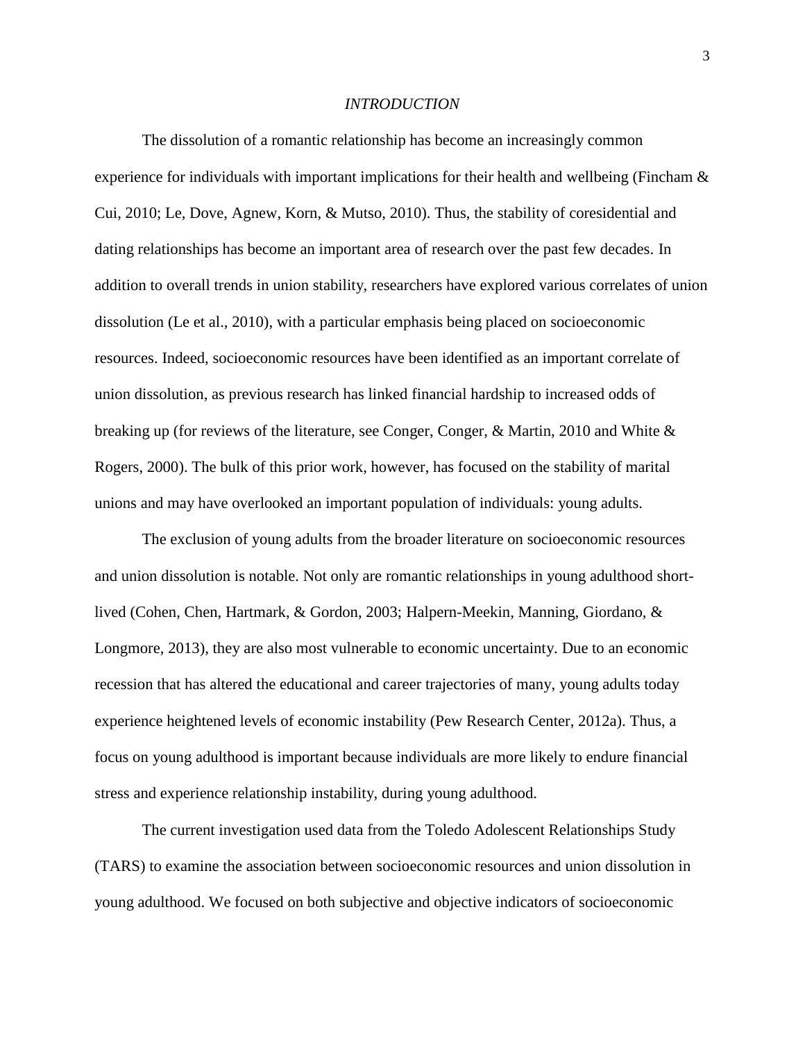## *INTRODUCTION*

The dissolution of a romantic relationship has become an increasingly common experience for individuals with important implications for their health and wellbeing (Fincham & Cui, 2010; Le, Dove, Agnew, Korn, & Mutso, 2010). Thus, the stability of coresidential and dating relationships has become an important area of research over the past few decades. In addition to overall trends in union stability, researchers have explored various correlates of union dissolution (Le et al., 2010), with a particular emphasis being placed on socioeconomic resources. Indeed, socioeconomic resources have been identified as an important correlate of union dissolution, as previous research has linked financial hardship to increased odds of breaking up (for reviews of the literature, see Conger, Conger, & Martin, 2010 and White & Rogers, 2000). The bulk of this prior work, however, has focused on the stability of marital unions and may have overlooked an important population of individuals: young adults.

The exclusion of young adults from the broader literature on socioeconomic resources and union dissolution is notable. Not only are romantic relationships in young adulthood short-lived (Cohen, Chen, Hartmark, & Gordon, 2003; Halpern-Meekin, Manning, Giordano, & Longmore, 2013), they are also most vulnerable to economic uncertainty. Due to an economic recession that has altered the educational and career trajectories of many, young adults today experience heightened levels of economic instability (Pew Research Center, 2012a). Thus, a focus on young adulthood is important because individuals are more likely to endure financial stress and experience relationship instability, during young adulthood.

The current investigation used data from the Toledo Adolescent Relationships Study (TARS) to examine the association between socioeconomic resources and union dissolution in young adulthood. We focused on both subjective and objective indicators of socioeconomic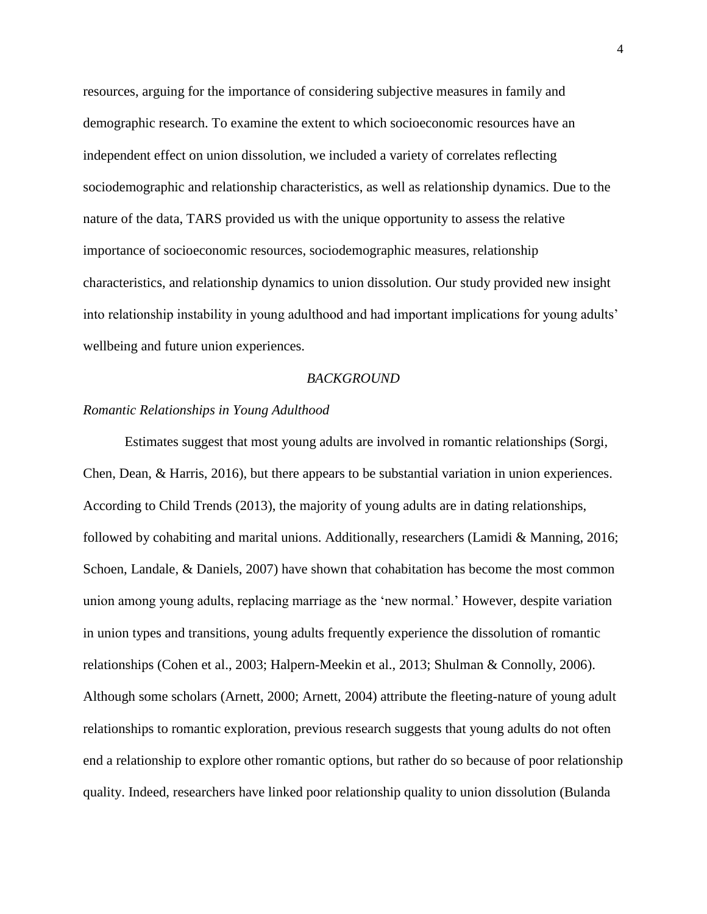resources, arguing for the importance of considering subjective measures in family and demographic research. To examine the extent to which socioeconomic resources have an independent effect on union dissolution, we included a variety of correlates reflecting sociodemographic and relationship characteristics, as well as relationship dynamics. Due to the nature of the data, TARS provided us with the unique opportunity to assess the relative importance of socioeconomic resources, sociodemographic measures, relationship characteristics, and relationship dynamics to union dissolution. Our study provided new insight into relationship instability in young adulthood and had important implications for young adults' wellbeing and future union experiences.

## *BACKGROUND*

### *Romantic Relationships in Young Adulthood*

Estimates suggest that most young adults are involved in romantic relationships (Sorgi, Chen, Dean, & Harris, 2016), but there appears to be substantial variation in union experiences. According to Child Trends (2013), the majority of young adults are in dating relationships, followed by cohabiting and marital unions. Additionally, researchers (Lamidi & Manning, 2016; Schoen, Landale, & Daniels, 2007) have shown that cohabitation has become the most common union among young adults, replacing marriage as the 'new normal.' However, despite variation in union types and transitions, young adults frequently experience the dissolution of romantic relationships (Cohen et al., 2003; Halpern-Meekin et al., 2013; Shulman & Connolly, 2006). Although some scholars (Arnett, 2000; Arnett, 2004) attribute the fleeting-nature of young adult relationships to romantic exploration, previous research suggests that young adults do not often end a relationship to explore other romantic options, but rather do so because of poor relationship quality. Indeed, researchers have linked poor relationship quality to union dissolution (Bulanda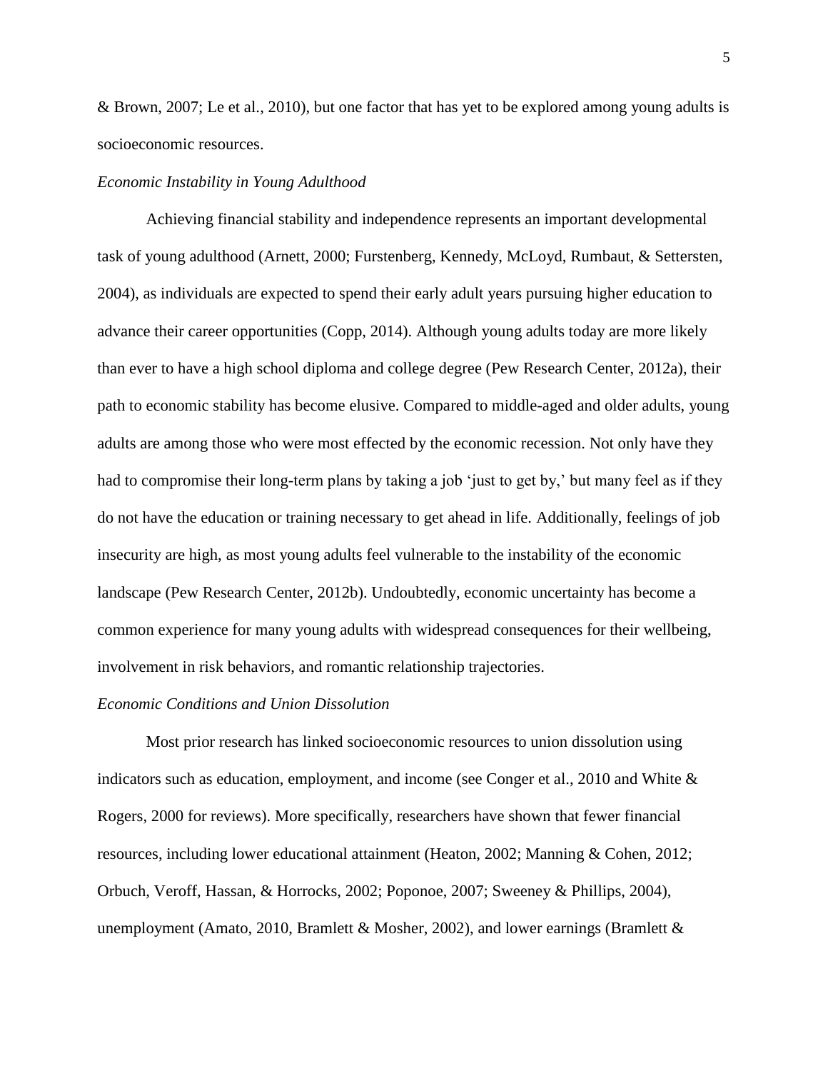& Brown, 2007; Le et al., 2010), but one factor that has yet to be explored among young adults is socioeconomic resources.

*Economic Instability in Young Adulthood*

Achieving financial stability and independence represents an important developmental task of young adulthood (Arnett, 2000; Furstenberg, Kennedy, McLoyd, Rumbaut, & Settersten, 2004), as individuals are expected to spend their early adult years pursuing higher education to advance their career opportunities (Copp, 2014). Although young adults today are more likely than ever to have a high school diploma and college degree (Pew Research Center, 2012a), their path to economic stability has become elusive. Compared to middle-aged and older adults, young adults are among those who were most effected by the economic recession. Not only have they had to compromise their long-term plans by taking a job 'just to get by,' but many feel as if they do not have the education or training necessary to get ahead in life. Additionally, feelings of job insecurity are high, as most young adults feel vulnerable to the instability of the economic landscape (Pew Research Center, 2012b). Undoubtedly, economic uncertainty has become a common experience for many young adults with widespread consequences for their wellbeing, involvement in risk behaviors, and romantic relationship trajectories.

*Economic Conditions and Union Dissolution*

Most prior research has linked socioeconomic resources to union dissolution using indicators such as education, employment, and income (see Conger et al., 2010 and White & Rogers, 2000 for reviews). More specifically, researchers have shown that fewer financial resources, including lower educational attainment (Heaton, 2002; Manning & Cohen, 2012; Orbuch, Veroff, Hassan, & Horrocks, 2002; Poponoe, 2007; Sweeney & Phillips, 2004), unemployment (Amato, 2010, Bramlett & Mosher, 2002), and lower earnings (Bramlett &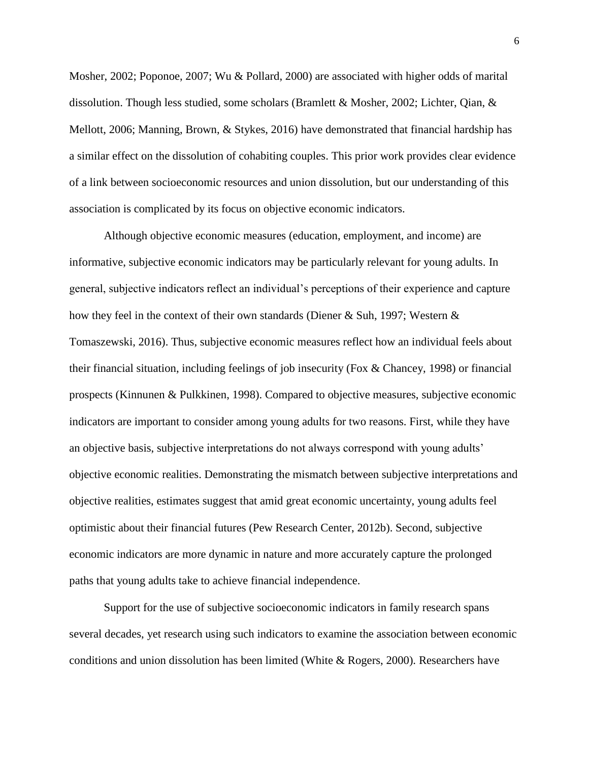Mosher, 2002; Poponoe, 2007; Wu & Pollard, 2000) are associated with higher odds of marital dissolution. Though less studied, some scholars (Bramlett & Mosher, 2002; Lichter, Qian, & Mellott, 2006; Manning, Brown, & Stykes, 2016) have demonstrated that financial hardship has a similar effect on the dissolution of cohabiting couples. This prior work provides clear evidence of a link between socioeconomic resources and union dissolution, but our understanding of this association is complicated by its focus on objective economic indicators.

Although objective economic measures (education, employment, and income) are informative, subjective economic indicators may be particularly relevant for young adults. In general, subjective indicators reflect an individual's perceptions of their experience and capture how they feel in the context of their own standards (Diener & Suh, 1997; Western & Tomaszewski, 2016). Thus, subjective economic measures reflect how an individual feels about their financial situation, including feelings of job insecurity (Fox & Chancey, 1998) or financial prospects (Kinnunen & Pulkkinen, 1998). Compared to objective measures, subjective economic indicators are important to consider among young adults for two reasons. First, while they have an objective basis, subjective interpretations do not always correspond with young adults' objective economic realities. Demonstrating the mismatch between subjective interpretations and objective realities, estimates suggest that amid great economic uncertainty, young adults feel optimistic about their financial futures (Pew Research Center, 2012b). Second, subjective economic indicators are more dynamic in nature and more accurately capture the prolonged paths that young adults take to achieve financial independence.

Support for the use of subjective socioeconomic indicators in family research spans several decades, yet research using such indicators to examine the association between economic conditions and union dissolution has been limited (White & Rogers, 2000). Researchers have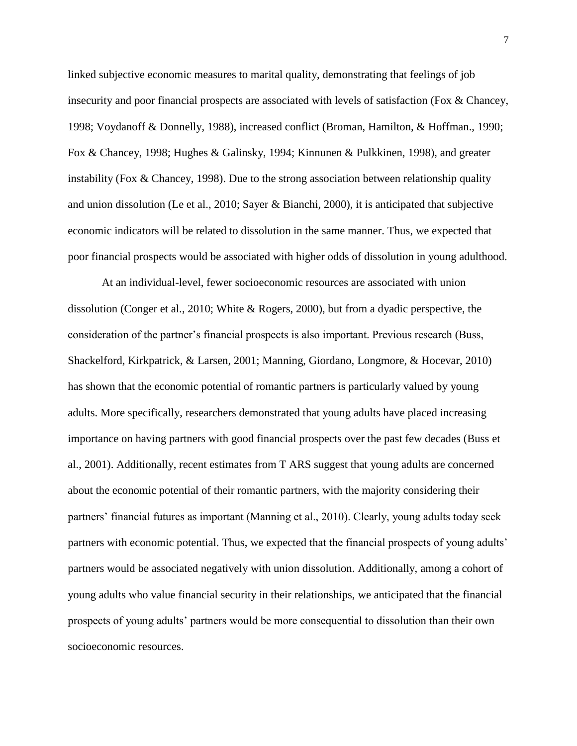linked subjective economic measures to marital quality, demonstrating that feelings of job insecurity and poor financial prospects are associated with levels of satisfaction (Fox & Chancey, 1998; Voydanoff & Donnelly, 1988), increased conflict (Broman, Hamilton, & Hoffman., 1990; Fox & Chancey, 1998; Hughes & Galinsky, 1994; Kinnunen & Pulkkinen, 1998), and greater instability (Fox & Chancey, 1998). Due to the strong association between relationship quality and union dissolution (Le et al., 2010; Sayer & Bianchi, 2000), it is anticipated that subjective economic indicators will be related to dissolution in the same manner. Thus, we expected that poor financial prospects would be associated with higher odds of dissolution in young adulthood.

At an individual-level, fewer socioeconomic resources are associated with union dissolution (Conger et al., 2010; White & Rogers, 2000), but from a dyadic perspective, the consideration of the partner's financial prospects is also important. Previous research (Buss, Shackelford, Kirkpatrick, & Larsen, 2001; Manning, Giordano, Longmore, & Hocevar, 2010) has shown that the economic potential of romantic partners is particularly valued by young adults. More specifically, researchers demonstrated that young adults have placed increasing importance on having partners with good financial prospects over the past few decades (Buss et al., 2001). Additionally, recent estimates from T ARS suggest that young adults are concerned about the economic potential of their romantic partners, with the majority considering their partners' financial futures as important (Manning et al., 2010). Clearly, young adults today seek partners with economic potential. Thus, we expected that the financial prospects of young adults' partners would be associated negatively with union dissolution. Additionally, among a cohort of young adults who value financial security in their relationships, we anticipated that the financial prospects of young adults' partners would be more consequential to dissolution than their own socioeconomic resources.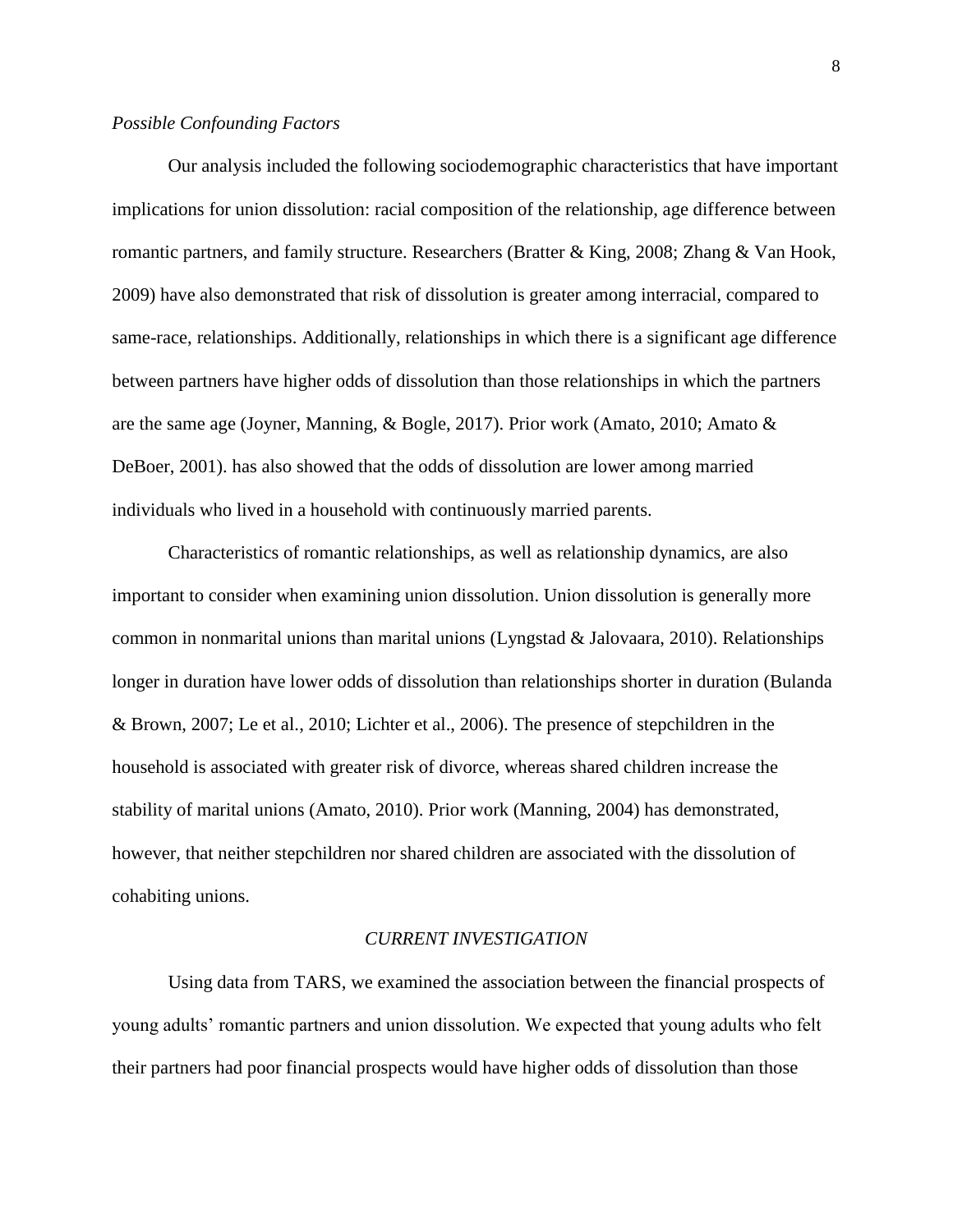*Possible Confounding Factors*

Our analysis included the following sociodemographic characteristics that have important implications for union dissolution: racial composition of the relationship, age difference between romantic partners, and family structure. Researchers (Bratter & King, 2008; Zhang & Van Hook, 2009) have also demonstrated that risk of dissolution is greater among interracial, compared to same-race, relationships. Additionally, relationships in which there is a significant age difference between partners have higher odds of dissolution than those relationships in which the partners are the same age (Joyner, Manning, & Bogle, 2017). Prior work (Amato, 2010; Amato & DeBoer, 2001). has also showed that the odds of dissolution are lower among married individuals who lived in a household with continuously married parents.

Characteristics of romantic relationships, as well as relationship dynamics, are also important to consider when examining union dissolution. Union dissolution is generally more common in nonmarital unions than marital unions (Lyngstad & Jalovaara, 2010). Relationships longer in duration have lower odds of dissolution than relationships shorter in duration (Bulanda & Brown, 2007; Le et al., 2010; Lichter et al., 2006). The presence of stepchildren in the household is associated with greater risk of divorce, whereas shared children increase the stability of marital unions (Amato, 2010). Prior work (Manning, 2004) has demonstrated, however, that neither stepchildren nor shared children are associated with the dissolution of cohabiting unions.

## *CURRENT INVESTIGATION*

Using data from TARS, we examined the association between the financial prospects of young adults' romantic partners and union dissolution. We expected that young adults who felt their partners had poor financial prospects would have higher odds of dissolution than those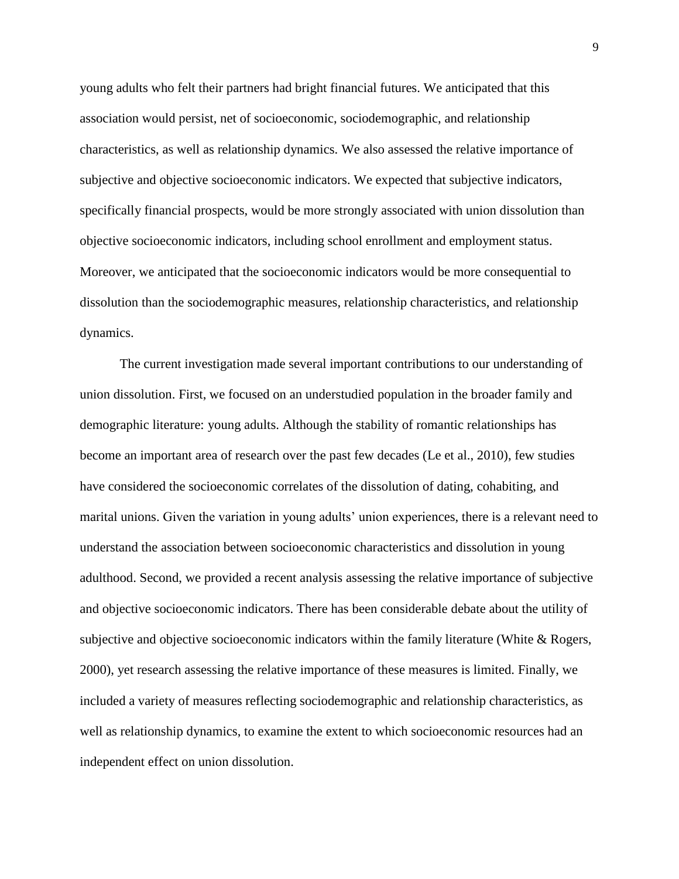young adults who felt their partners had bright financial futures. We anticipated that this association would persist, net of socioeconomic, sociodemographic, and relationship characteristics, as well as relationship dynamics. We also assessed the relative importance of subjective and objective socioeconomic indicators. We expected that subjective indicators, specifically financial prospects, would be more strongly associated with union dissolution than objective socioeconomic indicators, including school enrollment and employment status. Moreover, we anticipated that the socioeconomic indicators would be more consequential to dissolution than the sociodemographic measures, relationship characteristics, and relationship dynamics.

The current investigation made several important contributions to our understanding of union dissolution. First, we focused on an understudied population in the broader family and demographic literature: young adults. Although the stability of romantic relationships has become an important area of research over the past few decades (Le et al., 2010), few studies have considered the socioeconomic correlates of the dissolution of dating, cohabiting, and marital unions. Given the variation in young adults' union experiences, there is a relevant need to understand the association between socioeconomic characteristics and dissolution in young adulthood. Second, we provided a recent analysis assessing the relative importance of subjective and objective socioeconomic indicators. There has been considerable debate about the utility of subjective and objective socioeconomic indicators within the family literature (White & Rogers, 2000), yet research assessing the relative importance of these measures is limited. Finally, we included a variety of measures reflecting sociodemographic and relationship characteristics, as well as relationship dynamics, to examine the extent to which socioeconomic resources had an independent effect on union dissolution.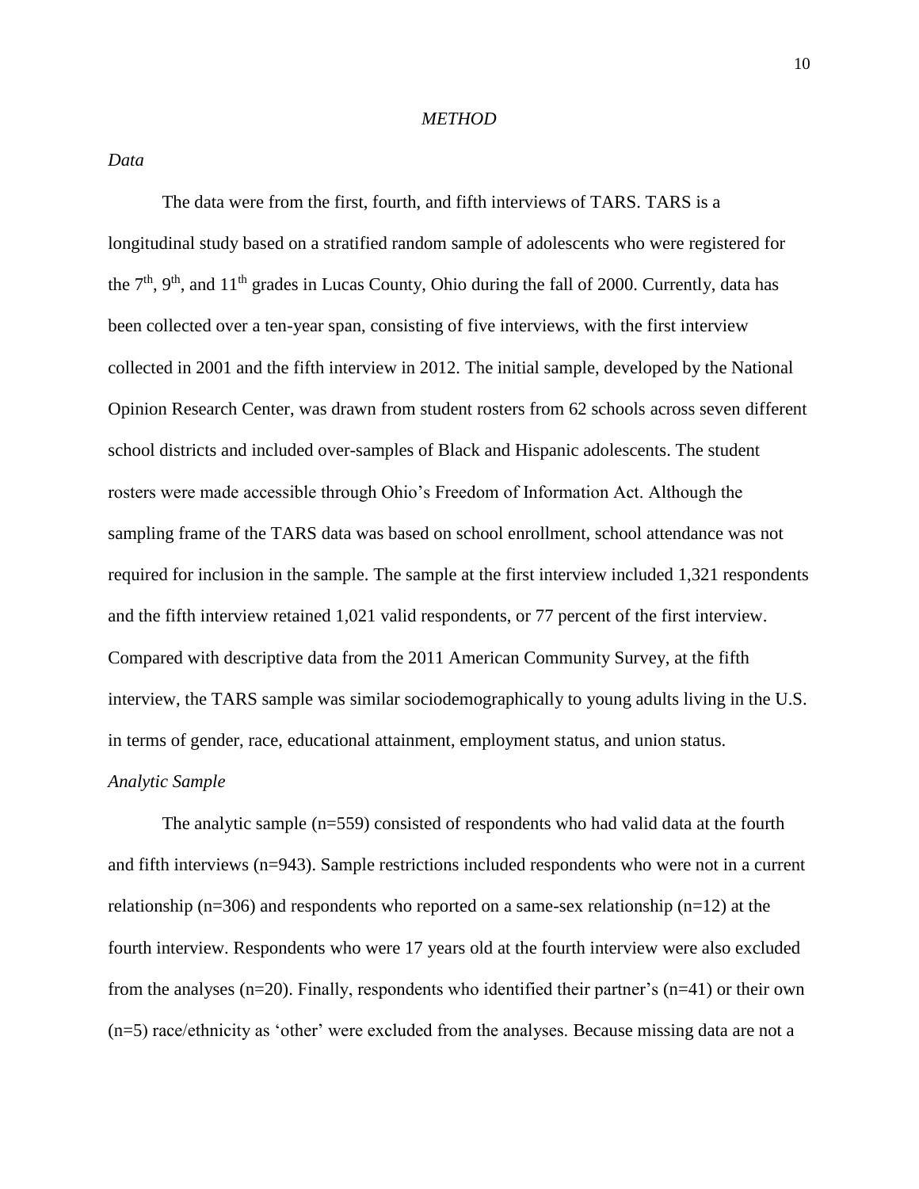## *METHOD*

### *Data*

The data were from the first, fourth, and fifth interviews of TARS. TARS is a longitudinal study based on a stratified random sample of adolescents who were registered for the 7th, 9th, and 11th grades in Lucas County, Ohio during the fall of 2000. Currently, data has been collected over a ten-year span, consisting of five interviews, with the first interview collected in 2001 and the fifth interview in 2012. The initial sample, developed by the National Opinion Research Center, was drawn from student rosters from 62 schools across seven different school districts and included over-samples of Black and Hispanic adolescents. The student rosters were made accessible through Ohio's Freedom of Information Act. Although the sampling frame of the TARS data was based on school enrollment, school attendance was not required for inclusion in the sample. The sample at the first interview included 1,321 respondents and the fifth interview retained 1,021 valid respondents, or 77 percent of the first interview. Compared with descriptive data from the 2011 American Community Survey, at the fifth interview, the TARS sample was similar sociodemographically to young adults living in the U.S. in terms of gender, race, educational attainment, employment status, and union status.

### *Analytic Sample*

The analytic sample (n=559) consisted of respondents who had valid data at the fourth and fifth interviews (n=943). Sample restrictions included respondents who were not in a current relationship (n=306) and respondents who reported on a same-sex relationship (n=12) at the fourth interview. Respondents who were 17 years old at the fourth interview were also excluded from the analyses (n=20). Finally, respondents who identified their partner's (n=41) or their own (n=5) race/ethnicity as 'other' were excluded from the analyses. Because missing data are not a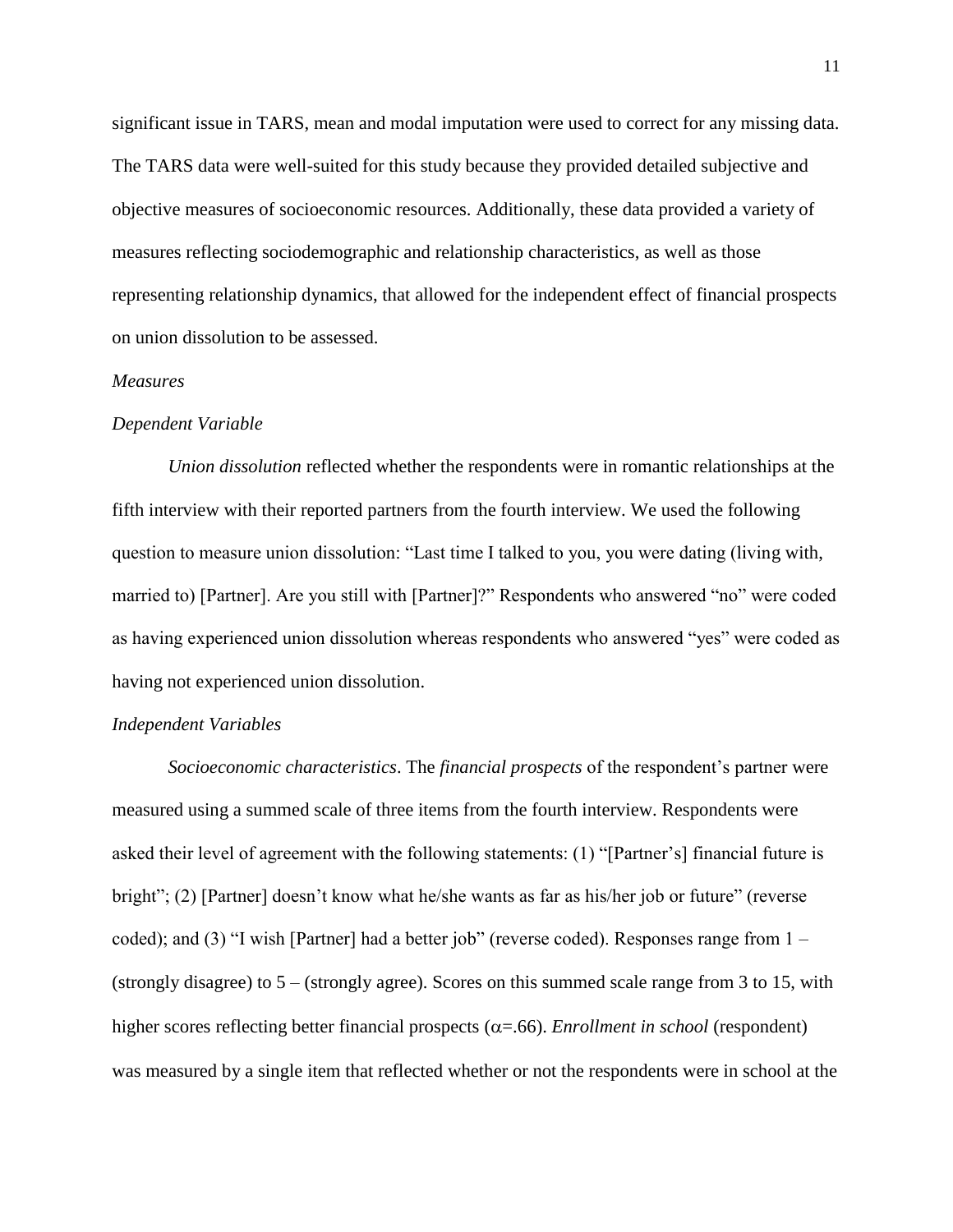significant issue in TARS, mean and modal imputation were used to correct for any missing data. The TARS data were well-suited for this study because they provided detailed subjective and objective measures of socioeconomic resources. Additionally, these data provided a variety of measures reflecting sociodemographic and relationship characteristics, as well as those representing relationship dynamics, that allowed for the independent effect of financial prospects on union dissolution to be assessed.

*Measures*

*Dependent Variable*

*Union dissolution* reflected whether the respondents were in romantic relationships at the fifth interview with their reported partners from the fourth interview. We used the following question to measure union dissolution: "Last time I talked to you, you were dating (living with, married to) [Partner]. Are you still with [Partner]?" Respondents who answered "no" were coded as having experienced union dissolution whereas respondents who answered "yes" were coded as having not experienced union dissolution.

*Independent Variables*

*Socioeconomic characteristics*. The *financial prospects* of the respondent's partner were measured using a summed scale of three items from the fourth interview. Respondents were asked their level of agreement with the following statements: (1) "[Partner's] financial future is bright"; (2) [Partner] doesn't know what he/she wants as far as his/her job or future" (reverse coded); and (3) "I wish [Partner] had a better job" (reverse coded). Responses range from 1 – (strongly disagree) to 5 – (strongly agree). Scores on this summed scale range from 3 to 15, with higher scores reflecting better financial prospects ($\alpha$=.66). *Enrollment in school* (respondent) was measured by a single item that reflected whether or not the respondents were in school at the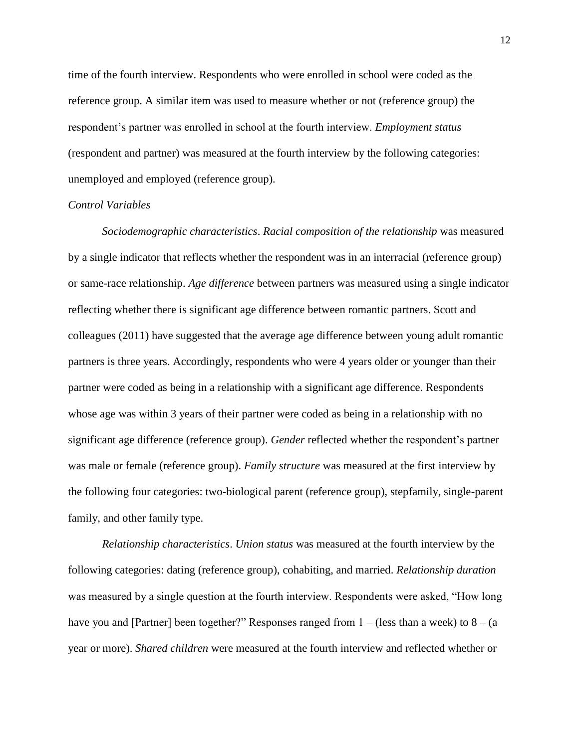time of the fourth interview. Respondents who were enrolled in school were coded as the reference group. A similar item was used to measure whether or not (reference group) the respondent's partner was enrolled in school at the fourth interview. *Employment status* (respondent and partner) was measured at the fourth interview by the following categories: unemployed and employed (reference group).

*Control Variables*

*Sociodemographic characteristics*. *Racial composition of the relationship* was measured by a single indicator that reflects whether the respondent was in an interracial (reference group) or same-race relationship. *Age difference* between partners was measured using a single indicator reflecting whether there is significant age difference between romantic partners. Scott and colleagues (2011) have suggested that the average age difference between young adult romantic partners is three years. Accordingly, respondents who were 4 years older or younger than their partner were coded as being in a relationship with a significant age difference. Respondents whose age was within 3 years of their partner were coded as being in a relationship with no significant age difference (reference group). *Gender* reflected whether the respondent's partner was male or female (reference group). *Family structure* was measured at the first interview by the following four categories: two-biological parent (reference group), stepfamily, single-parent family, and other family type.

*Relationship characteristics*. *Union status* was measured at the fourth interview by the following categories: dating (reference group), cohabiting, and married. *Relationship duration* was measured by a single question at the fourth interview. Respondents were asked, "How long have you and [Partner] been together?" Responses ranged from 1 – (less than a week) to 8 – (a year or more). *Shared children* were measured at the fourth interview and reflected whether or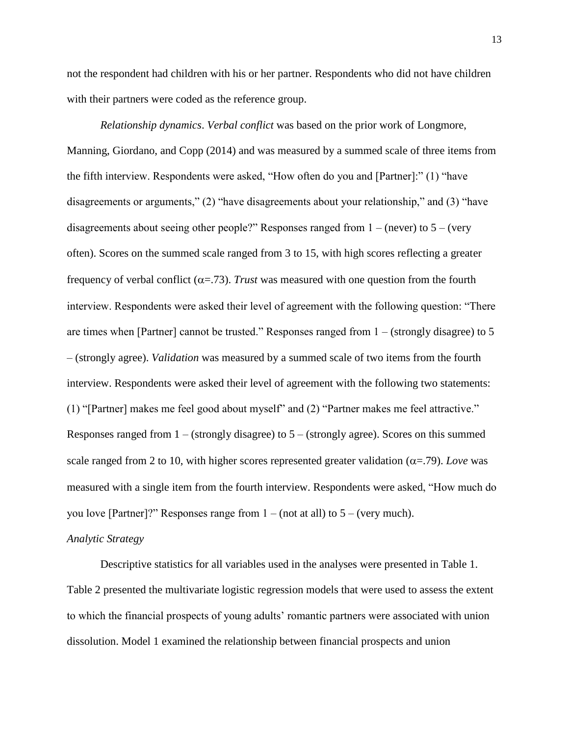not the respondent had children with his or her partner. Respondents who did not have children with their partners were coded as the reference group.

*Relationship dynamics*. *Verbal conflict* was based on the prior work of Longmore, Manning, Giordano, and Copp (2014) and was measured by a summed scale of three items from the fifth interview. Respondents were asked, "How often do you and [Partner]:" (1) "have disagreements or arguments," (2) "have disagreements about your relationship," and (3) "have disagreements about seeing other people?" Responses ranged from 1 – (never) to 5 – (very often). Scores on the summed scale ranged from 3 to 15, with high scores reflecting a greater frequency of verbal conflict ($\alpha$=.73). *Trust* was measured with one question from the fourth interview. Respondents were asked their level of agreement with the following question: "There are times when [Partner] cannot be trusted." Responses ranged from 1 – (strongly disagree) to 5 – (strongly agree). *Validation* was measured by a summed scale of two items from the fourth interview. Respondents were asked their level of agreement with the following two statements: (1) "[Partner] makes me feel good about myself" and (2) "Partner makes me feel attractive." Responses ranged from 1 – (strongly disagree) to 5 – (strongly agree). Scores on this summed scale ranged from 2 to 10, with higher scores represented greater validation ($\alpha$=.79). *Love* was measured with a single item from the fourth interview. Respondents were asked, "How much do you love [Partner]?" Responses range from 1 – (not at all) to 5 – (very much).

*Analytic Strategy*

Descriptive statistics for all variables used in the analyses were presented in Table 1. Table 2 presented the multivariate logistic regression models that were used to assess the extent to which the financial prospects of young adults' romantic partners were associated with union dissolution. Model 1 examined the relationship between financial prospects and union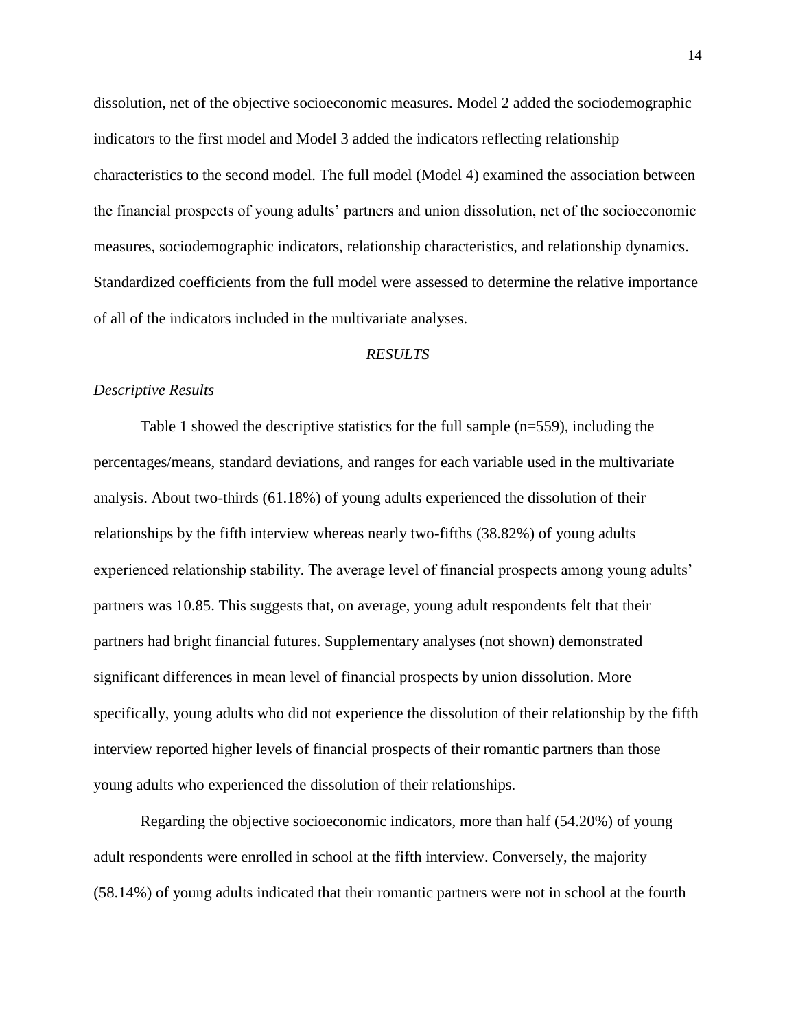dissolution, net of the objective socioeconomic measures. Model 2 added the sociodemographic indicators to the first model and Model 3 added the indicators reflecting relationship characteristics to the second model. The full model (Model 4) examined the association between the financial prospects of young adults' partners and union dissolution, net of the socioeconomic measures, sociodemographic indicators, relationship characteristics, and relationship dynamics. Standardized coefficients from the full model were assessed to determine the relative importance of all of the indicators included in the multivariate analyses.

## *RESULTS*

### *Descriptive Results*

Table 1 showed the descriptive statistics for the full sample (n=559), including the percentages/means, standard deviations, and ranges for each variable used in the multivariate analysis. About two-thirds (61.18%) of young adults experienced the dissolution of their relationships by the fifth interview whereas nearly two-fifths (38.82%) of young adults experienced relationship stability. The average level of financial prospects among young adults' partners was 10.85. This suggests that, on average, young adult respondents felt that their partners had bright financial futures. Supplementary analyses (not shown) demonstrated significant differences in mean level of financial prospects by union dissolution. More specifically, young adults who did not experience the dissolution of their relationship by the fifth interview reported higher levels of financial prospects of their romantic partners than those young adults who experienced the dissolution of their relationships.

Regarding the objective socioeconomic indicators, more than half (54.20%) of young adult respondents were enrolled in school at the fifth interview. Conversely, the majority (58.14%) of young adults indicated that their romantic partners were not in school at the fourth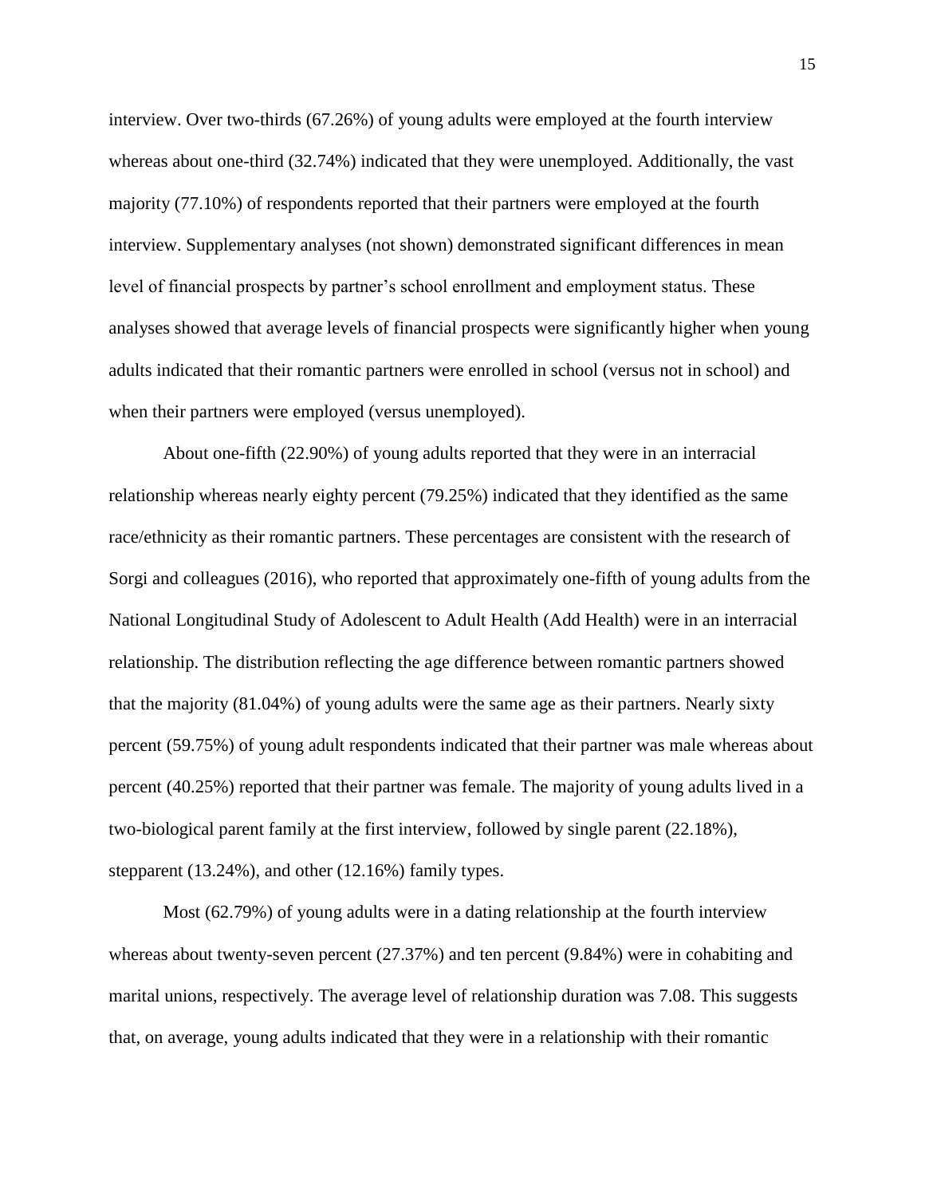interview. Over two-thirds (67.26%) of young adults were employed at the fourth interview whereas about one-third (32.74%) indicated that they were unemployed. Additionally, the vast majority (77.10%) of respondents reported that their partners were employed at the fourth interview. Supplementary analyses (not shown) demonstrated significant differences in mean level of financial prospects by partner's school enrollment and employment status. These analyses showed that average levels of financial prospects were significantly higher when young adults indicated that their romantic partners were enrolled in school (versus not in school) and when their partners were employed (versus unemployed).

About one-fifth (22.90%) of young adults reported that they were in an interracial relationship whereas nearly eighty percent (79.25%) indicated that they identified as the same race/ethnicity as their romantic partners. These percentages are consistent with the research of Sorgi and colleagues (2016), who reported that approximately one-fifth of young adults from the National Longitudinal Study of Adolescent to Adult Health (Add Health) were in an interracial relationship. The distribution reflecting the age difference between romantic partners showed that the majority (81.04%) of young adults were the same age as their partners. Nearly sixty percent (59.75%) of young adult respondents indicated that their partner was male whereas about percent (40.25%) reported that their partner was female. The majority of young adults lived in a two-biological parent family at the first interview, followed by single parent (22.18%), stepparent (13.24%), and other (12.16%) family types.

Most (62.79%) of young adults were in a dating relationship at the fourth interview whereas about twenty-seven percent (27.37%) and ten percent (9.84%) were in cohabiting and marital unions, respectively. The average level of relationship duration was 7.08. This suggests that, on average, young adults indicated that they were in a relationship with their romantic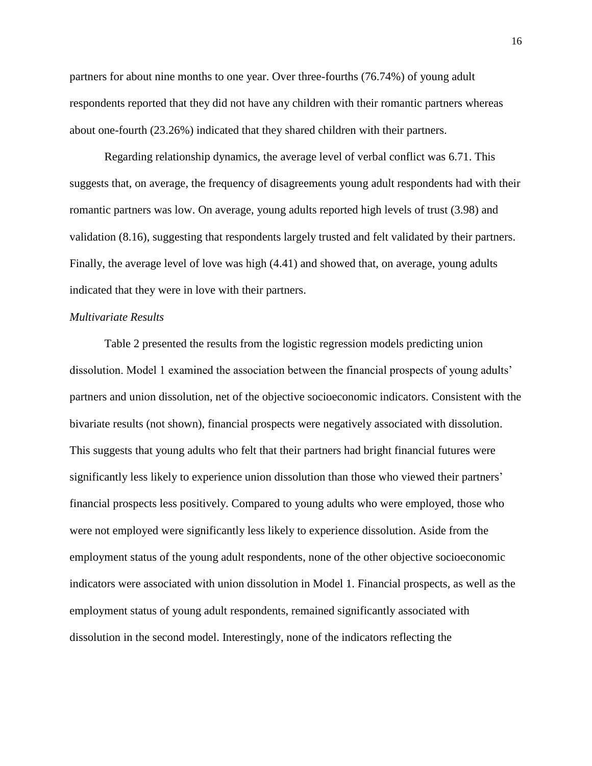partners for about nine months to one year. Over three-fourths (76.74%) of young adult respondents reported that they did not have any children with their romantic partners whereas about one-fourth (23.26%) indicated that they shared children with their partners.

Regarding relationship dynamics, the average level of verbal conflict was 6.71. This suggests that, on average, the frequency of disagreements young adult respondents had with their romantic partners was low. On average, young adults reported high levels of trust (3.98) and validation (8.16), suggesting that respondents largely trusted and felt validated by their partners. Finally, the average level of love was high (4.41) and showed that, on average, young adults indicated that they were in love with their partners.

*Multivariate Results*

Table 2 presented the results from the logistic regression models predicting union dissolution. Model 1 examined the association between the financial prospects of young adults' partners and union dissolution, net of the objective socioeconomic indicators. Consistent with the bivariate results (not shown), financial prospects were negatively associated with dissolution. This suggests that young adults who felt that their partners had bright financial futures were significantly less likely to experience union dissolution than those who viewed their partners' financial prospects less positively. Compared to young adults who were employed, those who were not employed were significantly less likely to experience dissolution. Aside from the employment status of the young adult respondents, none of the other objective socioeconomic indicators were associated with union dissolution in Model 1. Financial prospects, as well as the employment status of young adult respondents, remained significantly associated with dissolution in the second model. Interestingly, none of the indicators reflecting the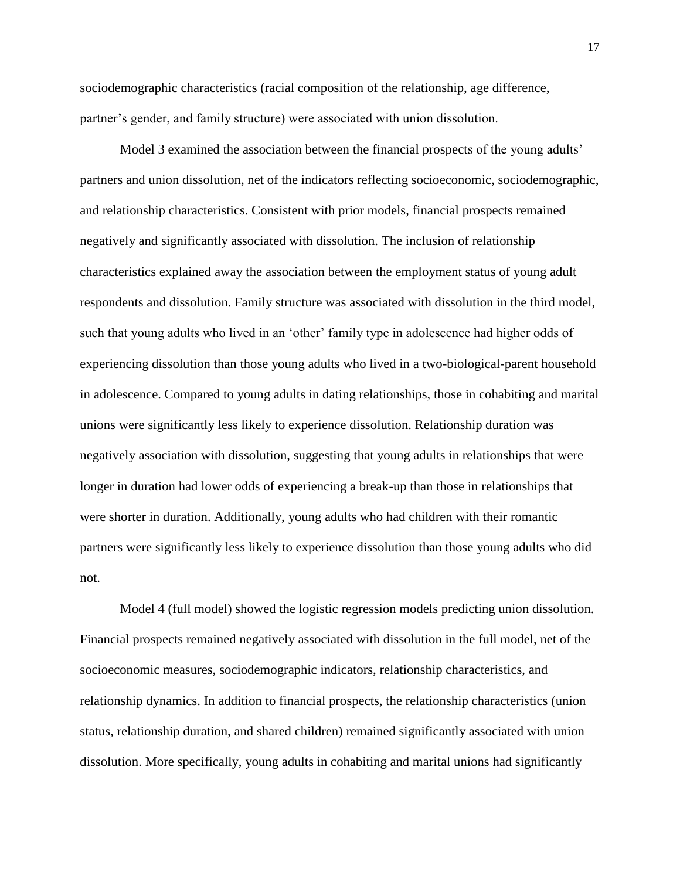sociodemographic characteristics (racial composition of the relationship, age difference, partner's gender, and family structure) were associated with union dissolution.

Model 3 examined the association between the financial prospects of the young adults' partners and union dissolution, net of the indicators reflecting socioeconomic, sociodemographic, and relationship characteristics. Consistent with prior models, financial prospects remained negatively and significantly associated with dissolution. The inclusion of relationship characteristics explained away the association between the employment status of young adult respondents and dissolution. Family structure was associated with dissolution in the third model, such that young adults who lived in an 'other' family type in adolescence had higher odds of experiencing dissolution than those young adults who lived in a two-biological-parent household in adolescence. Compared to young adults in dating relationships, those in cohabiting and marital unions were significantly less likely to experience dissolution. Relationship duration was negatively association with dissolution, suggesting that young adults in relationships that were longer in duration had lower odds of experiencing a break-up than those in relationships that were shorter in duration. Additionally, young adults who had children with their romantic partners were significantly less likely to experience dissolution than those young adults who did not.

Model 4 (full model) showed the logistic regression models predicting union dissolution. Financial prospects remained negatively associated with dissolution in the full model, net of the socioeconomic measures, sociodemographic indicators, relationship characteristics, and relationship dynamics. In addition to financial prospects, the relationship characteristics (union status, relationship duration, and shared children) remained significantly associated with union dissolution. More specifically, young adults in cohabiting and marital unions had significantly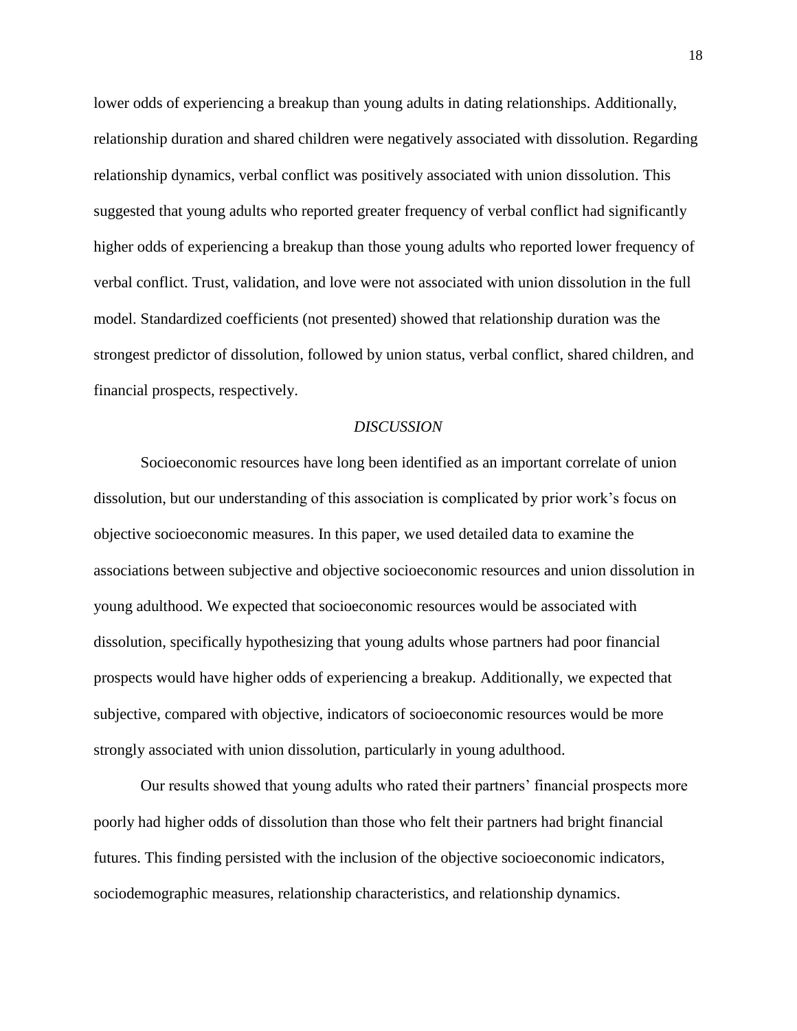lower odds of experiencing a breakup than young adults in dating relationships. Additionally, relationship duration and shared children were negatively associated with dissolution. Regarding relationship dynamics, verbal conflict was positively associated with union dissolution. This suggested that young adults who reported greater frequency of verbal conflict had significantly higher odds of experiencing a breakup than those young adults who reported lower frequency of verbal conflict. Trust, validation, and love were not associated with union dissolution in the full model. Standardized coefficients (not presented) showed that relationship duration was the strongest predictor of dissolution, followed by union status, verbal conflict, shared children, and financial prospects, respectively.

## *DISCUSSION*

Socioeconomic resources have long been identified as an important correlate of union dissolution, but our understanding of this association is complicated by prior work's focus on objective socioeconomic measures. In this paper, we used detailed data to examine the associations between subjective and objective socioeconomic resources and union dissolution in young adulthood. We expected that socioeconomic resources would be associated with dissolution, specifically hypothesizing that young adults whose partners had poor financial prospects would have higher odds of experiencing a breakup. Additionally, we expected that subjective, compared with objective, indicators of socioeconomic resources would be more strongly associated with union dissolution, particularly in young adulthood.

Our results showed that young adults who rated their partners' financial prospects more poorly had higher odds of dissolution than those who felt their partners had bright financial futures. This finding persisted with the inclusion of the objective socioeconomic indicators, sociodemographic measures, relationship characteristics, and relationship dynamics.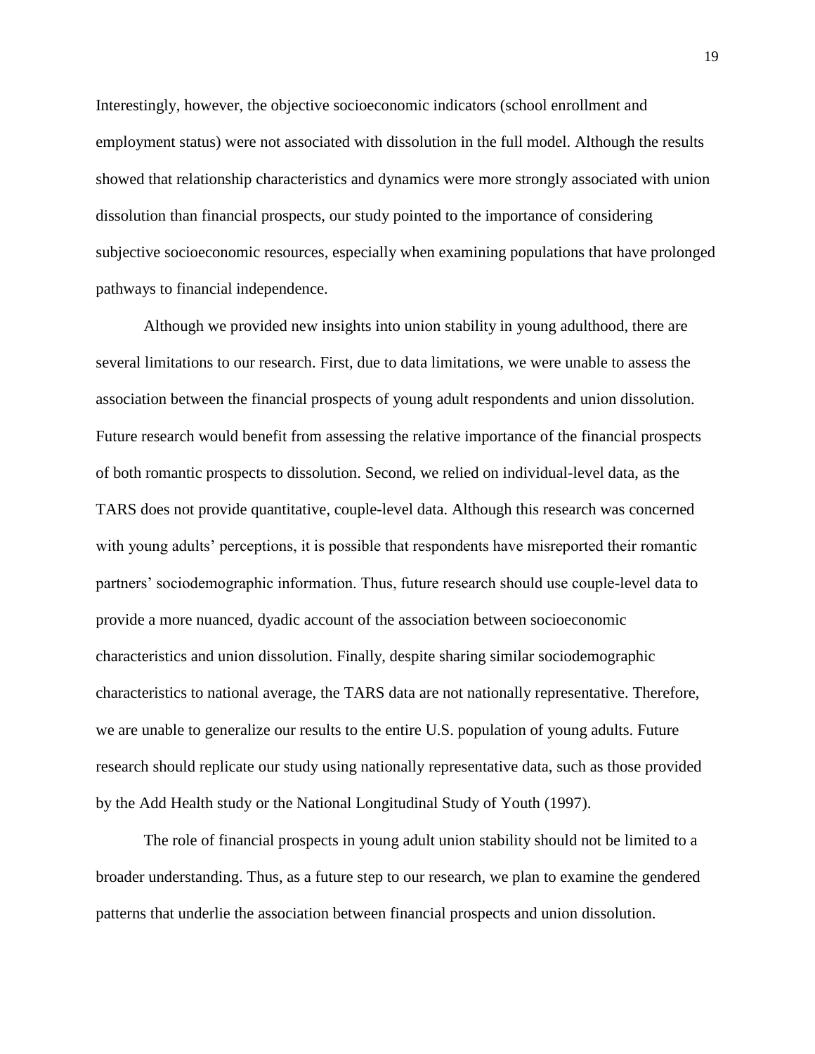Interestingly, however, the objective socioeconomic indicators (school enrollment and employment status) were not associated with dissolution in the full model. Although the results showed that relationship characteristics and dynamics were more strongly associated with union dissolution than financial prospects, our study pointed to the importance of considering subjective socioeconomic resources, especially when examining populations that have prolonged pathways to financial independence.

Although we provided new insights into union stability in young adulthood, there are several limitations to our research. First, due to data limitations, we were unable to assess the association between the financial prospects of young adult respondents and union dissolution. Future research would benefit from assessing the relative importance of the financial prospects of both romantic prospects to dissolution. Second, we relied on individual-level data, as the TARS does not provide quantitative, couple-level data. Although this research was concerned with young adults' perceptions, it is possible that respondents have misreported their romantic partners' sociodemographic information. Thus, future research should use couple-level data to provide a more nuanced, dyadic account of the association between socioeconomic characteristics and union dissolution. Finally, despite sharing similar sociodemographic characteristics to national average, the TARS data are not nationally representative. Therefore, we are unable to generalize our results to the entire U.S. population of young adults. Future research should replicate our study using nationally representative data, such as those provided by the Add Health study or the National Longitudinal Study of Youth (1997).

The role of financial prospects in young adult union stability should not be limited to a broader understanding. Thus, as a future step to our research, we plan to examine the gendered patterns that underlie the association between financial prospects and union dissolution.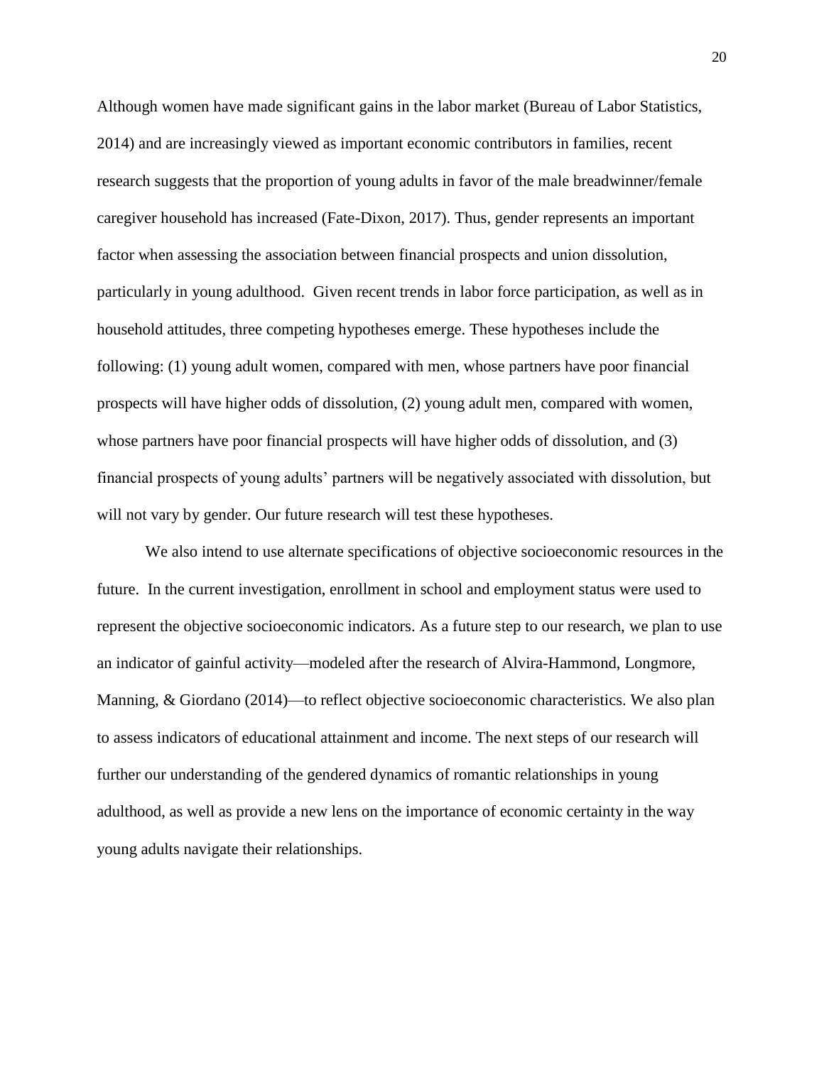Although women have made significant gains in the labor market (Bureau of Labor Statistics, 2014) and are increasingly viewed as important economic contributors in families, recent research suggests that the proportion of young adults in favor of the male breadwinner/female caregiver household has increased (Fate-Dixon, 2017). Thus, gender represents an important factor when assessing the association between financial prospects and union dissolution, particularly in young adulthood. Given recent trends in labor force participation, as well as in household attitudes, three competing hypotheses emerge. These hypotheses include the following: (1) young adult women, compared with men, whose partners have poor financial prospects will have higher odds of dissolution, (2) young adult men, compared with women, whose partners have poor financial prospects will have higher odds of dissolution, and (3) financial prospects of young adults' partners will be negatively associated with dissolution, but will not vary by gender. Our future research will test these hypotheses.

We also intend to use alternate specifications of objective socioeconomic resources in the future. In the current investigation, enrollment in school and employment status were used to represent the objective socioeconomic indicators. As a future step to our research, we plan to use an indicator of gainful activity—modeled after the research of Alvira-Hammond, Longmore, Manning, & Giordano (2014)—to reflect objective socioeconomic characteristics. We also plan to assess indicators of educational attainment and income. The next steps of our research will further our understanding of the gendered dynamics of romantic relationships in young adulthood, as well as provide a new lens on the importance of economic certainty in the way young adults navigate their relationships.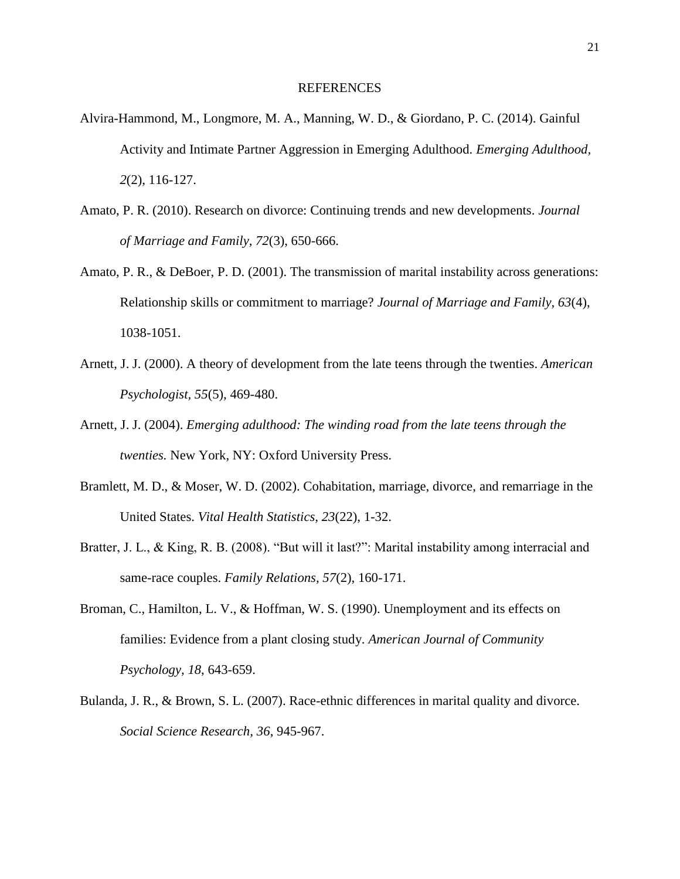# REFERENCES

Alvira-Hammond, M., Longmore, M. A., Manning, W. D., & Giordano, P. C. (2014). Gainful Activity and Intimate Partner Aggression in Emerging Adulthood. *Emerging Adulthood, 2*(2), 116-127.

Amato, P. R. (2010). Research on divorce: Continuing trends and new developments. *Journal of Marriage and Family*, *72*(3), 650-666.

Amato, P. R., & DeBoer, P. D. (2001). The transmission of marital instability across generations: Relationship skills or commitment to marriage? *Journal of Marriage and Family, 63*(4), 1038-1051.

Arnett, J. J. (2000). A theory of development from the late teens through the twenties. *American Psychologist*, *55*(5), 469-480.

Arnett, J. J. (2004). *Emerging adulthood: The winding road from the late teens through the twenties.* New York, NY: Oxford University Press.

Bramlett, M. D., & Moser, W. D. (2002). Cohabitation, marriage, divorce, and remarriage in the United States. *Vital Health Statistics*, *23*(22), 1-32.

Bratter, J. L., & King, R. B. (2008). "But will it last?": Marital instability among interracial and same-race couples. *Family Relations*, *57*(2), 160-171.

Broman, C., Hamilton, L. V., & Hoffman, W. S. (1990). Unemployment and its effects on families: Evidence from a plant closing study. *American Journal of Community Psychology, 18*, 643-659.

Bulanda, J. R., & Brown, S. L. (2007). Race-ethnic differences in marital quality and divorce. *Social Science Research*, *36*, 945-967.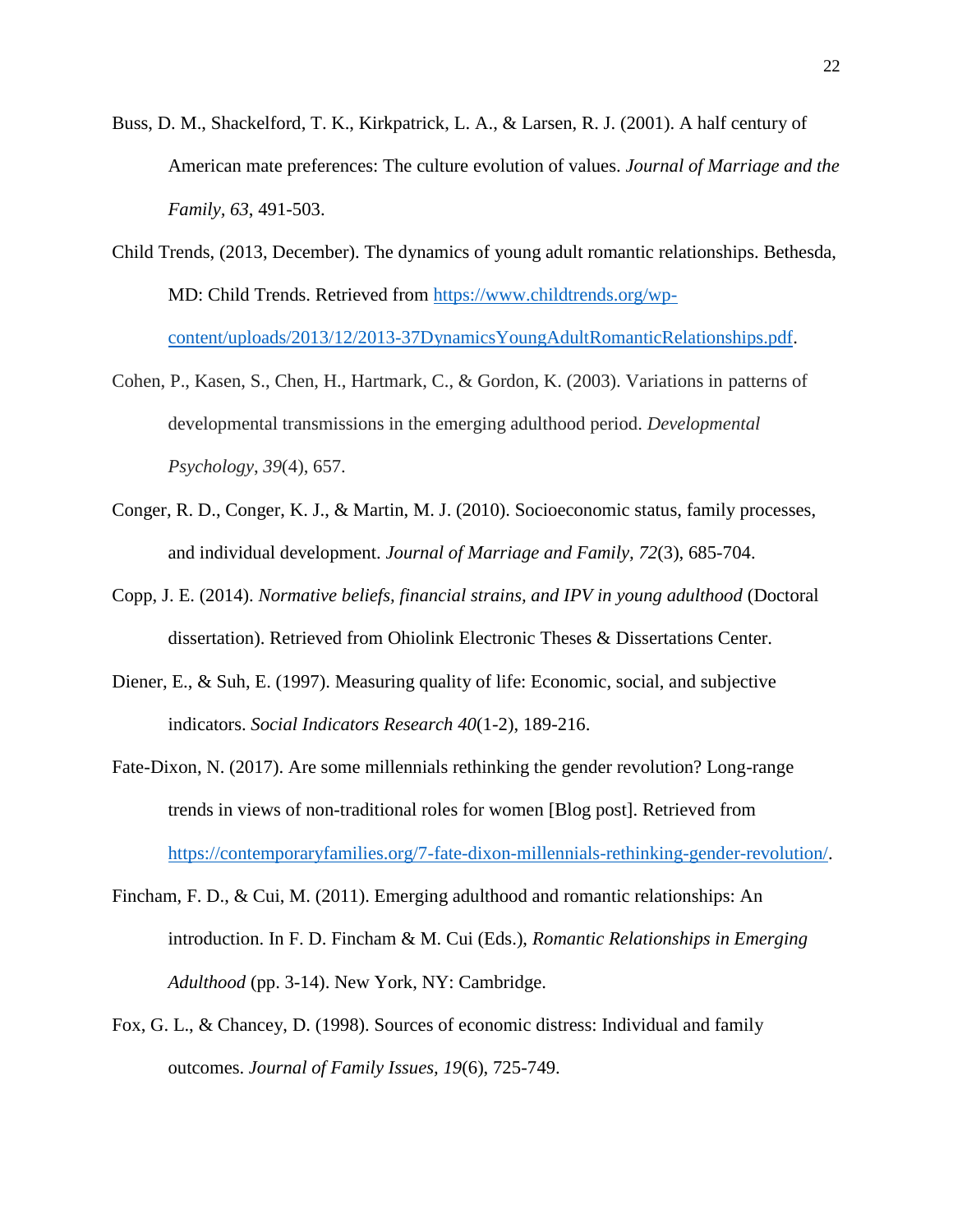Buss, D. M., Shackelford, T. K., Kirkpatrick, L. A., & Larsen, R. J. (2001). A half century of American mate preferences: The culture evolution of values. *Journal of Marriage and the Family*, *63*, 491-503.

Child Trends, (2013, December). The dynamics of young adult romantic relationships. Bethesda, MD: Child Trends. Retrieved from [https://www.childtrends.org/wp-content/uploads/2013/12/2013-37DynamicsYoungAdultRomanticRelationships.pdf](https://www.childtrends.org/wp-content/uploads/2013/12/2013-37DynamicsYoungAdultRomanticRelationships.pdf).

Cohen, P., Kasen, S., Chen, H., Hartmark, C., & Gordon, K. (2003). Variations in patterns of developmental transmissions in the emerging adulthood period. *Developmental Psychology*, *39*(4), 657.

Conger, R. D., Conger, K. J., & Martin, M. J. (2010). Socioeconomic status, family processes, and individual development. *Journal of Marriage and Family*, *72*(3), 685-704.

Copp, J. E. (2014). *Normative beliefs, financial strains, and IPV in young adulthood* (Doctoral dissertation). Retrieved from Ohiolink Electronic Theses & Dissertations Center.

Diener, E., & Suh, E. (1997). Measuring quality of life: Economic, social, and subjective indicators. *Social Indicators Research 40*(1-2), 189-216.

Fate-Dixon, N. (2017). Are some millennials rethinking the gender revolution? Long-range trends in views of non-traditional roles for women [Blog post]. Retrieved from [https://contemporaryfamilies.org/7-fate-dixon-millennials-rethinking-gender-revolution/](https://contemporaryfamilies.org/7-fate-dixon-millennials-rethinking-gender-revolution/).

Fincham, F. D., & Cui, M. (2011). Emerging adulthood and romantic relationships: An introduction. In F. D. Fincham & M. Cui (Eds.), *Romantic Relationships in Emerging Adulthood* (pp. 3-14). New York, NY: Cambridge.

Fox, G. L., & Chancey, D. (1998). Sources of economic distress: Individual and family outcomes. *Journal of Family Issues, 19*(6), 725-749.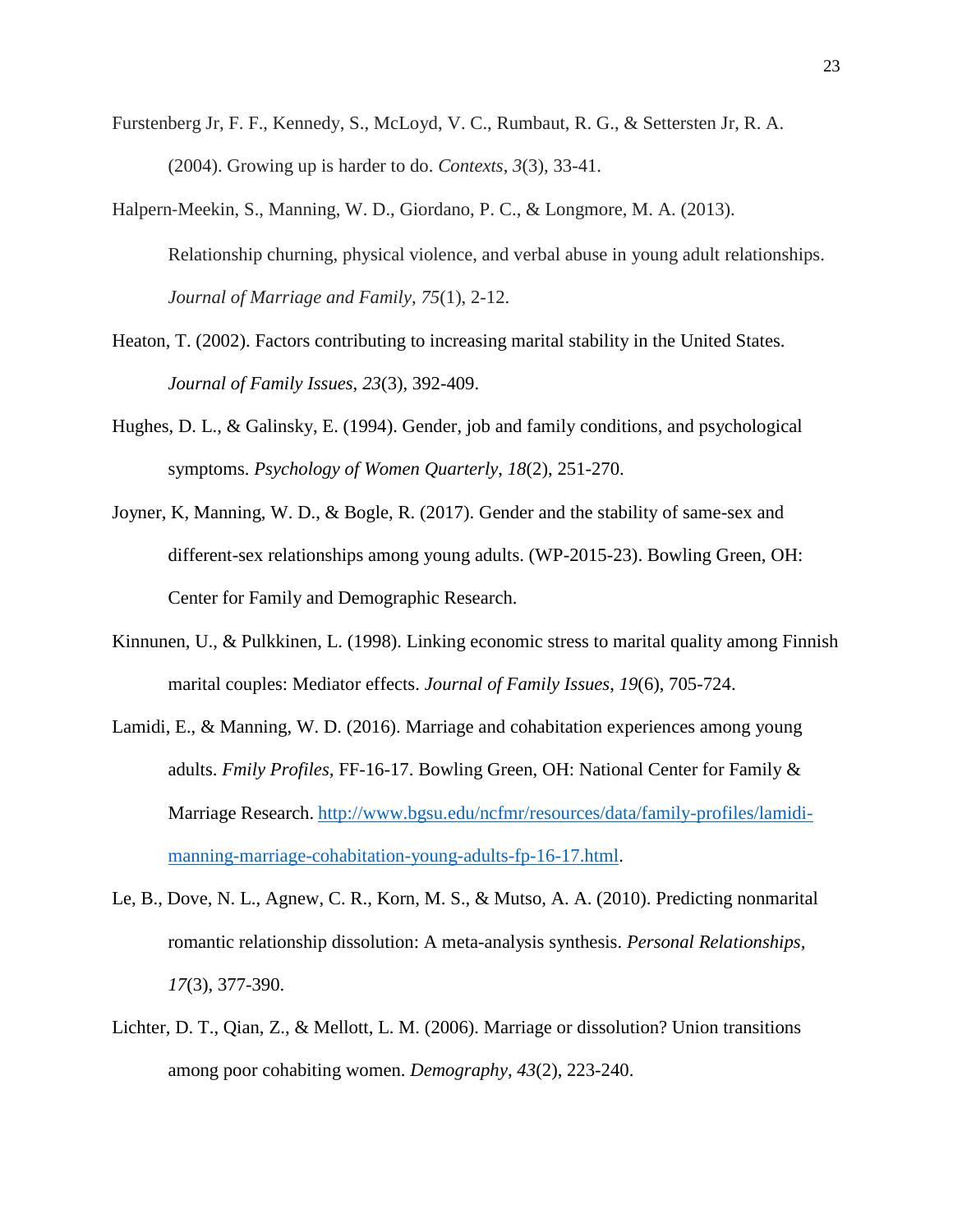Furstenberg Jr, F. F., Kennedy, S., McLoyd, V. C., Rumbaut, R. G., & Settersten Jr, R. A. (2004). Growing up is harder to do. *Contexts*, *3*(3), 33-41.

Halpern-Meekin, S., Manning, W. D., Giordano, P. C., & Longmore, M. A. (2013). Relationship churning, physical violence, and verbal abuse in young adult relationships. *Journal of Marriage and Family*, *75*(1), 2-12.

Heaton, T. (2002). Factors contributing to increasing marital stability in the United States. *Journal of Family Issues*, *23*(3), 392-409.

Hughes, D. L., & Galinsky, E. (1994). Gender, job and family conditions, and psychological symptoms. *Psychology of Women Quarterly*, *18*(2), 251-270.

Joyner, K, Manning, W. D., & Bogle, R. (2017). Gender and the stability of same-sex and different-sex relationships among young adults. (WP-2015-23). Bowling Green, OH: Center for Family and Demographic Research.

Kinnunen, U., & Pulkkinen, L. (1998). Linking economic stress to marital quality among Finnish marital couples: Mediator effects. *Journal of Family Issues*, *19*(6), 705-724.

Lamidi, E., & Manning, W. D. (2016). Marriage and cohabitation experiences among young adults. *Fmily Profiles*, FF-16-17. Bowling Green, OH: National Center for Family & Marriage Research. [http://www.bgsu.edu/ncfmr/resources/data/family-profiles/lamidi-manning-marriage-cohabitation-young-adults-fp-16-17.html](http://www.bgsu.edu/ncfmr/resources/data/family-profiles/lamidi-manning-marriage-cohabitation-young-adults-fp-16-17.html).

Le, B., Dove, N. L., Agnew, C. R., Korn, M. S., & Mutso, A. A. (2010). Predicting nonmarital romantic relationship dissolution: A meta-analysis synthesis. *Personal Relationships, 17*(3), 377-390.

Lichter, D. T., Qian, Z., & Mellott, L. M. (2006). Marriage or dissolution? Union transitions among poor cohabiting women. *Demography*, *43*(2), 223-240.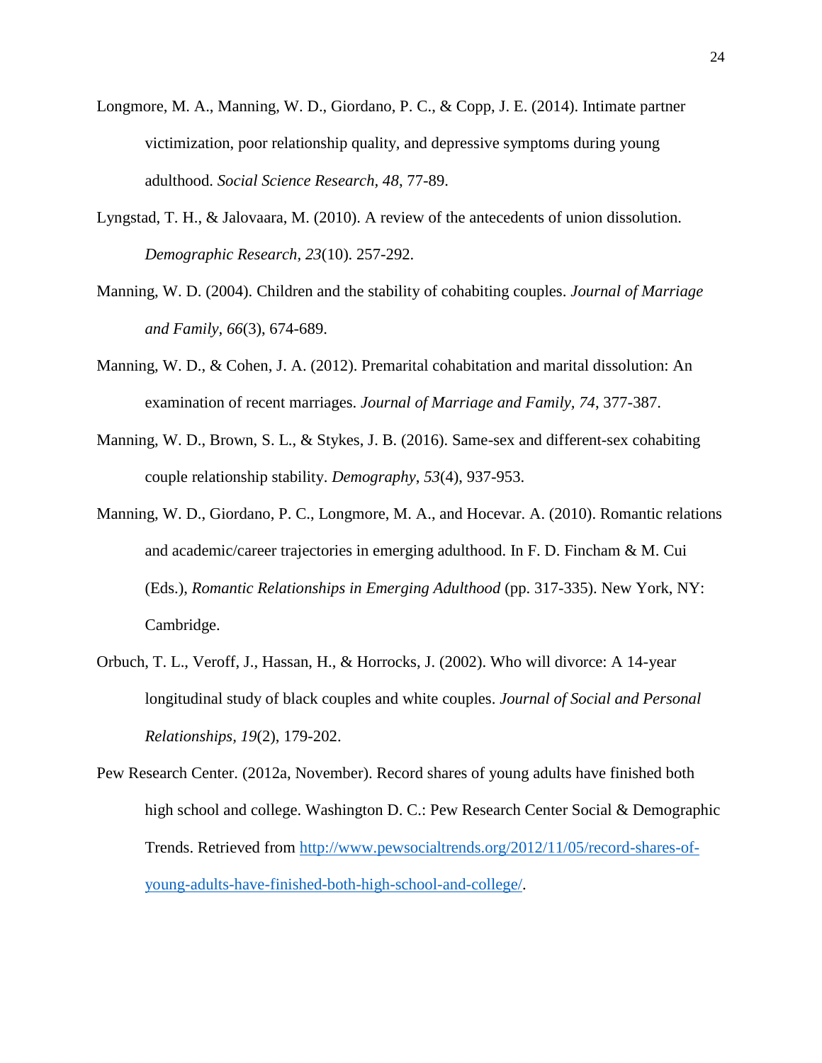Longmore, M. A., Manning, W. D., Giordano, P. C., & Copp, J. E. (2014). Intimate partner victimization, poor relationship quality, and depressive symptoms during young adulthood. *Social Science Research*, *48*, 77-89.

Lyngstad, T. H., & Jalovaara, M. (2010). A review of the antecedents of union dissolution. *Demographic Research*, *23*(10). 257-292.

Manning, W. D. (2004). Children and the stability of cohabiting couples. *Journal of Marriage and Family*, *66*(3), 674-689.

Manning, W. D., & Cohen, J. A. (2012). Premarital cohabitation and marital dissolution: An examination of recent marriages. *Journal of Marriage and Family*, *74*, 377-387.

Manning, W. D., Brown, S. L., & Stykes, J. B. (2016). Same-sex and different-sex cohabiting couple relationship stability. *Demography*, *53*(4), 937-953.

Manning, W. D., Giordano, P. C., Longmore, M. A., and Hocevar. A. (2010). Romantic relations and academic/career trajectories in emerging adulthood. In F. D. Fincham & M. Cui (Eds.), *Romantic Relationships in Emerging Adulthood* (pp. 317-335). New York, NY: Cambridge.

Orbuch, T. L., Veroff, J., Hassan, H., & Horrocks, J. (2002). Who will divorce: A 14-year longitudinal study of black couples and white couples. *Journal of Social and Personal Relationships*, *19*(2), 179-202.

Pew Research Center. (2012a, November). Record shares of young adults have finished both high school and college. Washington D. C.: Pew Research Center Social & Demographic Trends. Retrieved from http://www.pewsocialtrends.org/2012/11/05/record-shares-of-young-adults-have-finished-both-high-school-and-college/.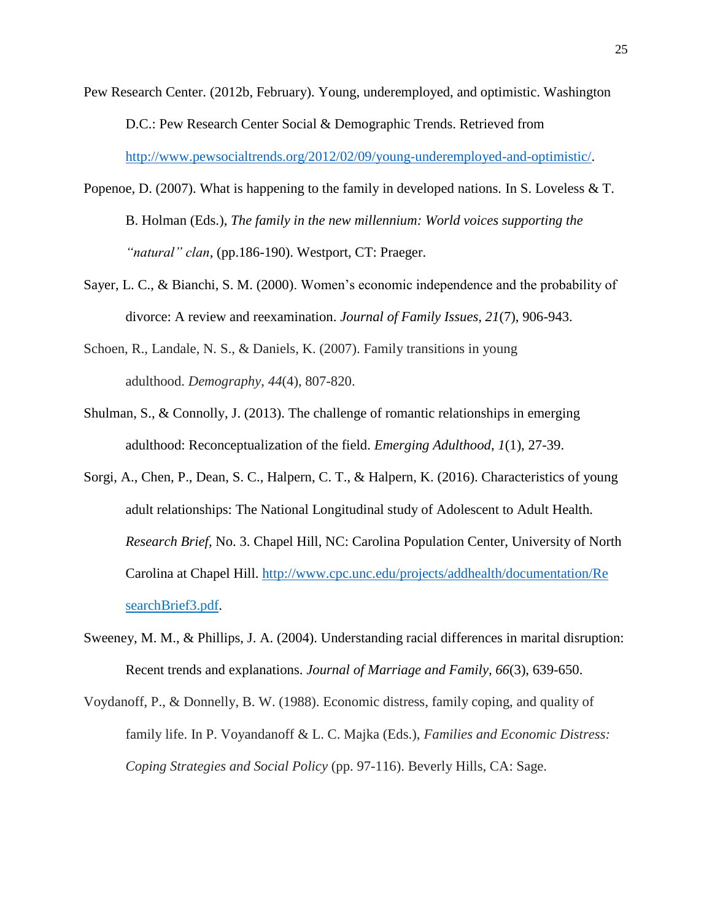Pew Research Center. (2012b, February). Young, underemployed, and optimistic. Washington D.C.: Pew Research Center Social & Demographic Trends. Retrieved from http://www.pewsocialtrends.org/2012/02/09/young-underemployed-and-optimistic/.

Popenoe, D. (2007). What is happening to the family in developed nations. In S. Loveless & T. B. Holman (Eds.), *The family in the new millennium: World voices supporting the "natural" clan*, (pp.186-190). Westport, CT: Praeger.

Sayer, L. C., & Bianchi, S. M. (2000). Women's economic independence and the probability of divorce: A review and reexamination. *Journal of Family Issues, 21*(7), 906-943.

Schoen, R., Landale, N. S., & Daniels, K. (2007). Family transitions in young adulthood. *Demography*, *44*(4), 807-820.

Shulman, S., & Connolly, J. (2013). The challenge of romantic relationships in emerging adulthood: Reconceptualization of the field. *Emerging Adulthood*, *1*(1), 27-39.

Sorgi, A., Chen, P., Dean, S. C., Halpern, C. T., & Halpern, K. (2016). Characteristics of young adult relationships: The National Longitudinal study of Adolescent to Adult Health. *Research Brief*, No. 3. Chapel Hill, NC: Carolina Population Center, University of North Carolina at Chapel Hill. http://www.cpc.unc.edu/projects/addhealth/documentation/ResearchBrief3.pdf.

Sweeney, M. M., & Phillips, J. A. (2004). Understanding racial differences in marital disruption: Recent trends and explanations. *Journal of Marriage and Family, 66*(3), 639-650.

Voydanoff, P., & Donnelly, B. W. (1988). Economic distress, family coping, and quality of family life. In P. Voyandanoff & L. C. Majka (Eds.), *Families and Economic Distress: Coping Strategies and Social Policy* (pp. 97-116). Beverly Hills, CA: Sage.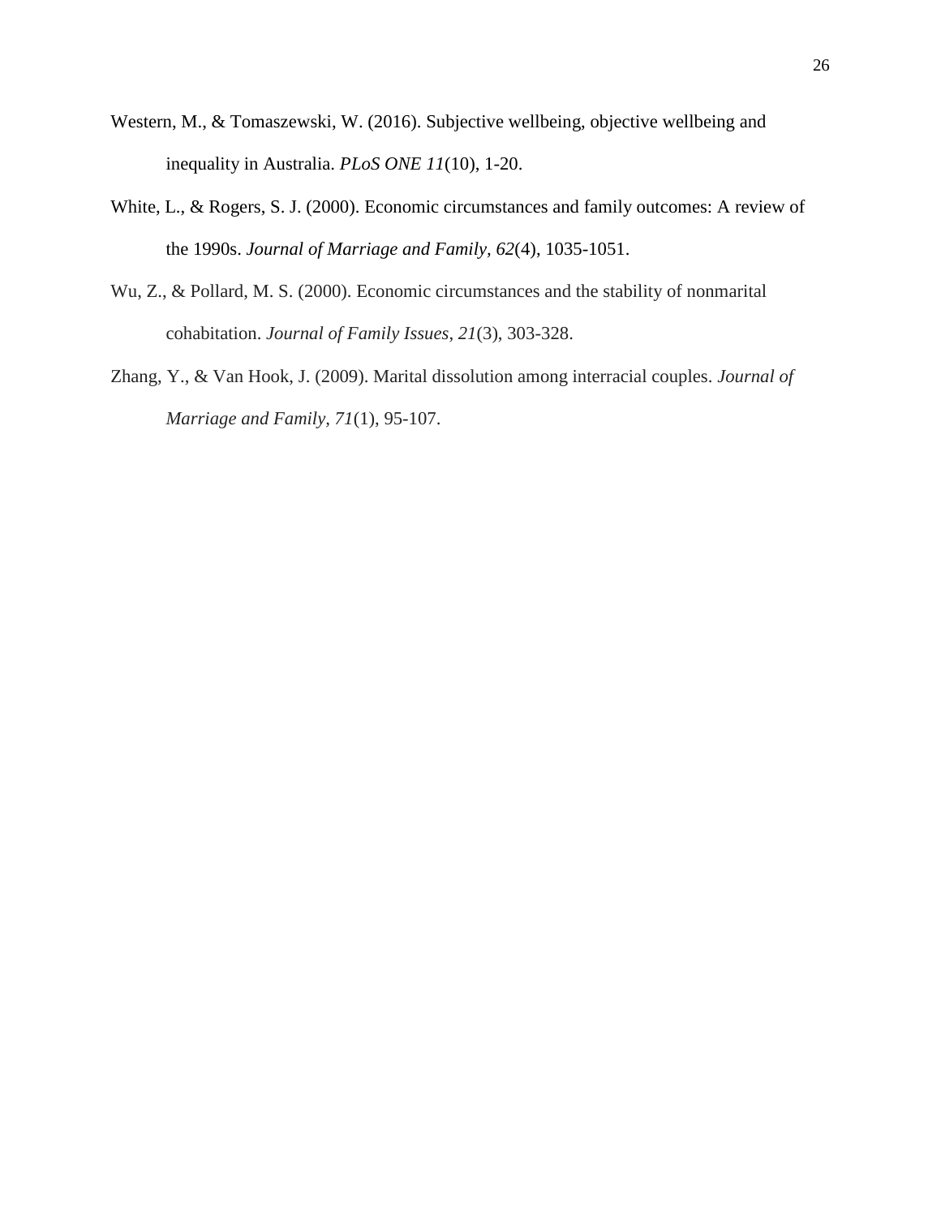Western, M., & Tomaszewski, W. (2016). Subjective wellbeing, objective wellbeing and inequality in Australia. *PLoS ONE 11*(10), 1-20.

White, L., & Rogers, S. J. (2000). Economic circumstances and family outcomes: A review of the 1990s. *Journal of Marriage and Family, 62*(4), 1035-1051.

Wu, Z., & Pollard, M. S. (2000). Economic circumstances and the stability of nonmarital cohabitation. *Journal of Family Issues*, *21*(3), 303-328.

Zhang, Y., & Van Hook, J. (2009). Marital dissolution among interracial couples. *Journal of Marriage and Family, 71*(1), 95-107.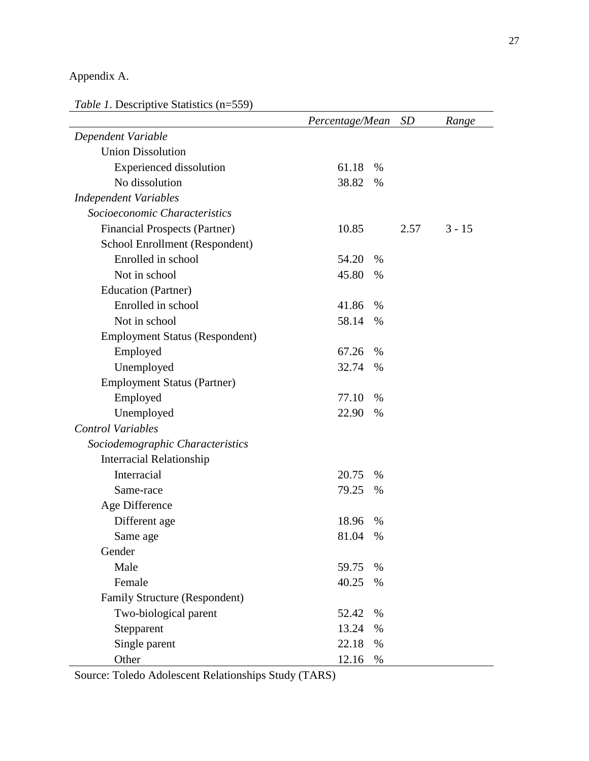Appendix A.

*Table 1*. Descriptive Statistics (n=559)

| | *Percentage/Mean* | *SD* | *Range* |
|---|---|---|---|
| *Dependent Variable* | | | |
| Union Dissolution | | | |
| Experienced dissolution | 61.18 % | | |
| No dissolution | 38.82 % | | |
| *Independent Variables* | | | |
| *Socioeconomic Characteristics* | | | |
| Financial Prospects (Partner) | 10.85 | 2.57 | 3 - 15 |
| School Enrollment (Respondent) | | | |
| Enrolled in school | 54.20 % | | |
| Not in school | 45.80 % | | |
| Education (Partner) | | | |
| Enrolled in school | 41.86 % | | |
| Not in school | 58.14 % | | |
| Employment Status (Respondent) | | | |
| Employed | 67.26 % | | |
| Unemployed | 32.74 % | | |
| Employment Status (Partner) | | | |
| Employed | 77.10 % | | |
| Unemployed | 22.90 % | | |
| *Control Variables* | | | |
| *Sociodemographic Characteristics* | | | |
| Interracial Relationship | | | |
| Interracial | 20.75 % | | |
| Same-race | 79.25 % | | |
| Age Difference | | | |
| Different age | 18.96 % | | |
| Same age | 81.04 % | | |
| Gender | | | |
| Male | 59.75 % | | |
| Female | 40.25 % | | |
| Family Structure (Respondent) | | | |
| Two-biological parent | 52.42 % | | |
| Stepparent | 13.24 % | | |
| Single parent | 22.18 % | | |
| Other | 12.16 % | | |

Source: Toledo Adolescent Relationships Study (TARS)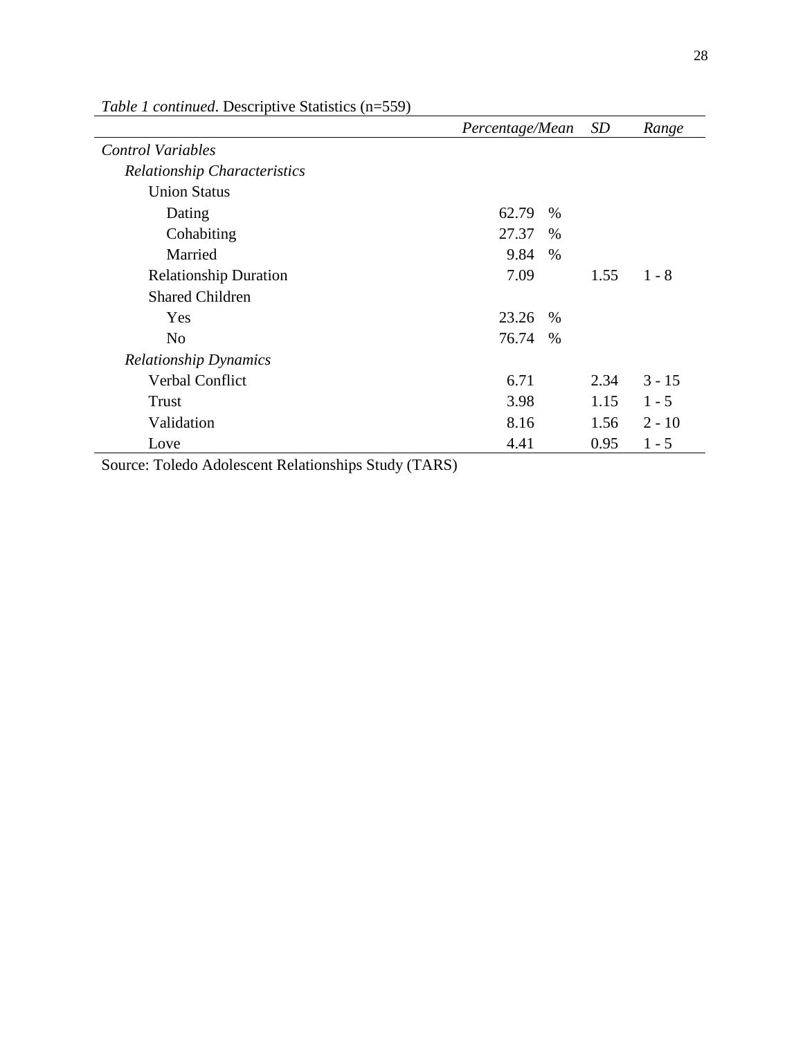*Table 1 continued*. Descriptive Statistics (n=559)

| | *Percentage/Mean* | *SD* | *Range* |
|---|---|---|---|
| *Control Variables* | | | |
| *Relationship Characteristics* | | | |
| Union Status | | | |
| Dating | 62.79 % | | |
| Cohabiting | 27.37 % | | |
| Married | 9.84 % | | |
| Relationship Duration | 7.09 | 1.55 | 1 - 8 |
| Shared Children | | | |
| Yes | 23.26 % | | |
| No | 76.74 % | | |
| *Relationship Dynamics* | | | |
| Verbal Conflict | 6.71 | 2.34 | 3 - 15 |
| Trust | 3.98 | 1.15 | 1 - 5 |
| Validation | 8.16 | 1.56 | 2 - 10 |
| Love | 4.41 | 0.95 | 1 - 5 |

Source: Toledo Adolescent Relationships Study (TARS)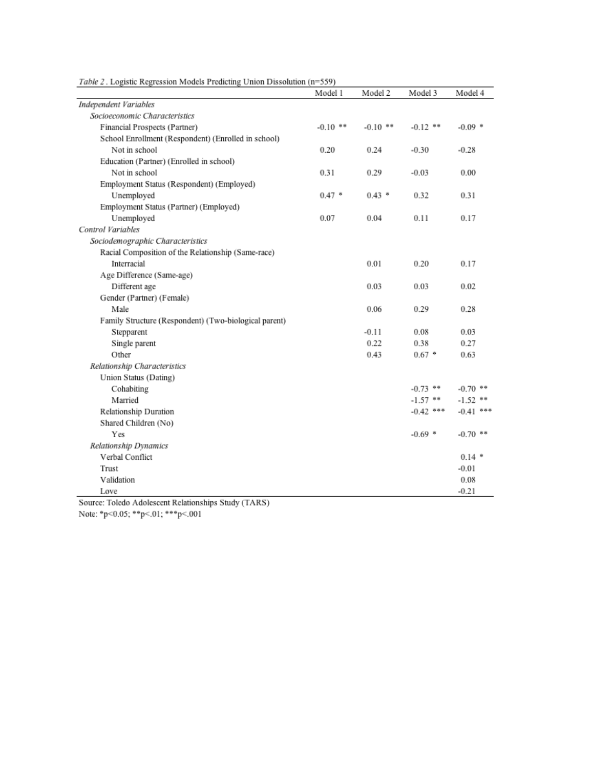*Table 2* . Logistic Regression Models Predicting Union Dissolution (n=559)

| | Model 1 | Model 2 | Model 3 | Model 4 |
|---|---|---|---|---|
| *Independent Variables* | | | | |
| *Socioeconomic Characteristics* | | | | |
| Financial Prospects (Partner) | -0.10 ** | -0.10 ** | -0.12 ** | -0.09 * |
| School Enrollment (Respondent) (Enrolled in school) | | | | |
| Not in school | 0.20 | 0.24 | -0.30 | -0.28 |
| Education (Partner) (Enrolled in school) | | | | |
| Not in school | 0.31 | 0.29 | -0.03 | 0.00 |
| Employment Status (Respondent) (Employed) | | | | |
| Unemployed | 0.47 * | 0.43 * | 0.32 | 0.31 |
| Employment Status (Partner) (Employed) | | | | |
| Unemployed | 0.07 | 0.04 | 0.11 | 0.17 |
| *Control Variables* | | | | |
| *Sociodemographic Characteristics* | | | | |
| Racial Composition of the Relationship (Same-race) | | | | |
| Interracial | | 0.01 | 0.20 | 0.17 |
| Age Difference (Same-age) | | | | |
| Different age | | 0.03 | 0.03 | 0.02 |
| Gender (Partner) (Female) | | | | |
| Male | | 0.06 | 0.29 | 0.28 |
| Family Structure (Respondent) (Two-biological parent) | | | | |
| Stepparent | | -0.11 | 0.08 | 0.03 |
| Single parent | | 0.22 | 0.38 | 0.27 |
| Other | | 0.43 | 0.67 * | 0.63 |
| *Relationship Characteristics* | | | | |
| Union Status (Dating) | | | | |
| Cohabiting | | | -0.73 ** | -0.70 ** |
| Married | | | -1.57 ** | -1.52 ** |
| Relationship Duration | | | -0.42 *** | -0.41 *** |
| Shared Children (No) | | | | |
| Yes | | | -0.69 * | -0.70 ** |
| *Relationship Dynamics* | | | | |
| Verbal Conflict | | | | 0.14 * |
| Trust | | | | -0.01 |
| Validation | | | | 0.08 |
| Love | | | | -0.21 |

Source: Toledo Adolescent Relationships Study (TARS)

Note: *$p<0.05$; **$p<.01$; ***$p<.001$